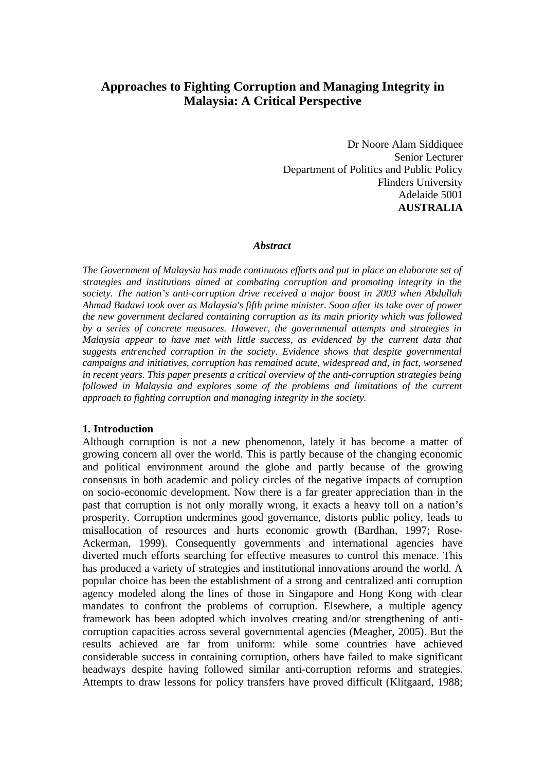# Approaches to Fighting Corruption and Managing Integrity in Malaysia: A Critical Perspective

Dr Noore Alam Siddiquee
Senior Lecturer
Department of Politics and Public Policy
Flinders University
Adelaide 5001
**AUSTRALIA**

### *Abstract*

*The Government of Malaysia has made continuous efforts and put in place an elaborate set of strategies and institutions aimed at combating corruption and promoting integrity in the society. The nation's anti-corruption drive received a major boost in 2003 when Abdullah Ahmad Badawi took over as Malaysia's fifth prime minister. Soon after its take over of power the new government declared containing corruption as its main priority which was followed by a series of concrete measures. However, the governmental attempts and strategies in Malaysia appear to have met with little success, as evidenced by the current data that suggests entrenched corruption in the society. Evidence shows that despite governmental campaigns and initiatives, corruption has remained acute, widespread and, in fact, worsened in recent years. This paper presents a critical overview of the anti-corruption strategies being followed in Malaysia and explores some of the problems and limitations of the current approach to fighting corruption and managing integrity in the society.*

## 1. Introduction

Although corruption is not a new phenomenon, lately it has become a matter of growing concern all over the world. This is partly because of the changing economic and political environment around the globe and partly because of the growing consensus in both academic and policy circles of the negative impacts of corruption on socio-economic development. Now there is a far greater appreciation than in the past that corruption is not only morally wrong, it exacts a heavy toll on a nation's prosperity. Corruption undermines good governance, distorts public policy, leads to misallocation of resources and hurts economic growth (Bardhan, 1997; Rose-Ackerman, 1999). Consequently governments and international agencies have diverted much efforts searching for effective measures to control this menace. This has produced a variety of strategies and institutional innovations around the world. A popular choice has been the establishment of a strong and centralized anti corruption agency modeled along the lines of those in Singapore and Hong Kong with clear mandates to confront the problems of corruption. Elsewhere, a multiple agency framework has been adopted which involves creating and/or strengthening of anti-corruption capacities across several governmental agencies (Meagher, 2005). But the results achieved are far from uniform: while some countries have achieved considerable success in containing corruption, others have failed to make significant headways despite having followed similar anti-corruption reforms and strategies. Attempts to draw lessons for policy transfers have proved difficult (Klitgaard, 1988;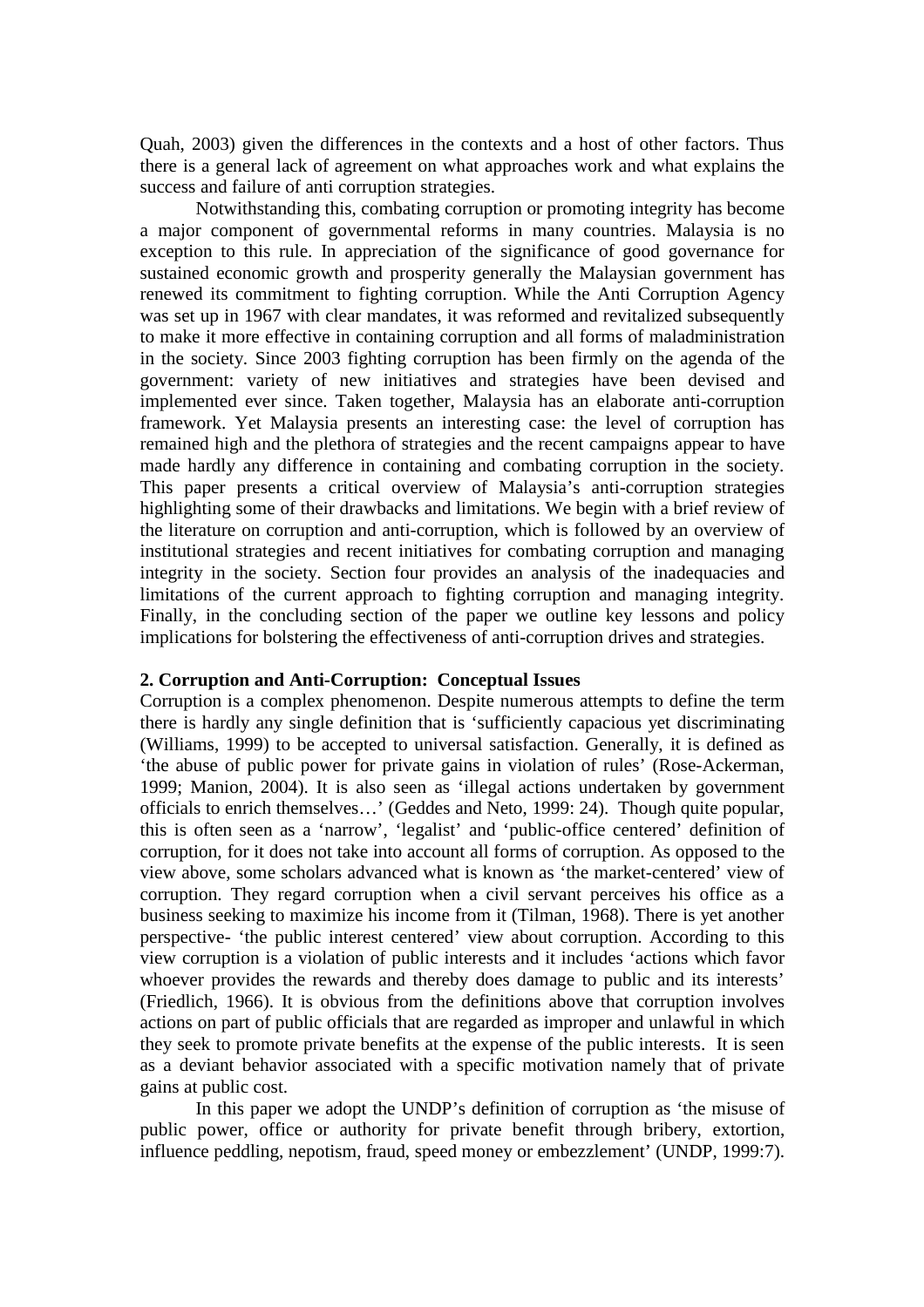Quah, 2003) given the differences in the contexts and a host of other factors. Thus there is a general lack of agreement on what approaches work and what explains the success and failure of anti corruption strategies.

Notwithstanding this, combating corruption or promoting integrity has become a major component of governmental reforms in many countries. Malaysia is no exception to this rule. In appreciation of the significance of good governance for sustained economic growth and prosperity generally the Malaysian government has renewed its commitment to fighting corruption. While the Anti Corruption Agency was set up in 1967 with clear mandates, it was reformed and revitalized subsequently to make it more effective in containing corruption and all forms of maladministration in the society. Since 2003 fighting corruption has been firmly on the agenda of the government: variety of new initiatives and strategies have been devised and implemented ever since. Taken together, Malaysia has an elaborate anti-corruption framework. Yet Malaysia presents an interesting case: the level of corruption has remained high and the plethora of strategies and the recent campaigns appear to have made hardly any difference in containing and combating corruption in the society. This paper presents a critical overview of Malaysia's anti-corruption strategies highlighting some of their drawbacks and limitations. We begin with a brief review of the literature on corruption and anti-corruption, which is followed by an overview of institutional strategies and recent initiatives for combating corruption and managing integrity in the society. Section four provides an analysis of the inadequacies and limitations of the current approach to fighting corruption and managing integrity. Finally, in the concluding section of the paper we outline key lessons and policy implications for bolstering the effectiveness of anti-corruption drives and strategies.

## 2. Corruption and Anti-Corruption: Conceptual Issues

Corruption is a complex phenomenon. Despite numerous attempts to define the term there is hardly any single definition that is 'sufficiently capacious yet discriminating (Williams, 1999) to be accepted to universal satisfaction. Generally, it is defined as 'the abuse of public power for private gains in violation of rules' (Rose-Ackerman, 1999; Manion, 2004). It is also seen as 'illegal actions undertaken by government officials to enrich themselves…' (Geddes and Neto, 1999: 24). Though quite popular, this is often seen as a 'narrow', 'legalist' and 'public-office centered' definition of corruption, for it does not take into account all forms of corruption. As opposed to the view above, some scholars advanced what is known as 'the market-centered' view of corruption. They regard corruption when a civil servant perceives his office as a business seeking to maximize his income from it (Tilman, 1968). There is yet another perspective- 'the public interest centered' view about corruption. According to this view corruption is a violation of public interests and it includes 'actions which favor whoever provides the rewards and thereby does damage to public and its interests' (Friedlich, 1966). It is obvious from the definitions above that corruption involves actions on part of public officials that are regarded as improper and unlawful in which they seek to promote private benefits at the expense of the public interests. It is seen as a deviant behavior associated with a specific motivation namely that of private gains at public cost.

In this paper we adopt the UNDP's definition of corruption as 'the misuse of public power, office or authority for private benefit through bribery, extortion, influence peddling, nepotism, fraud, speed money or embezzlement' (UNDP, 1999:7).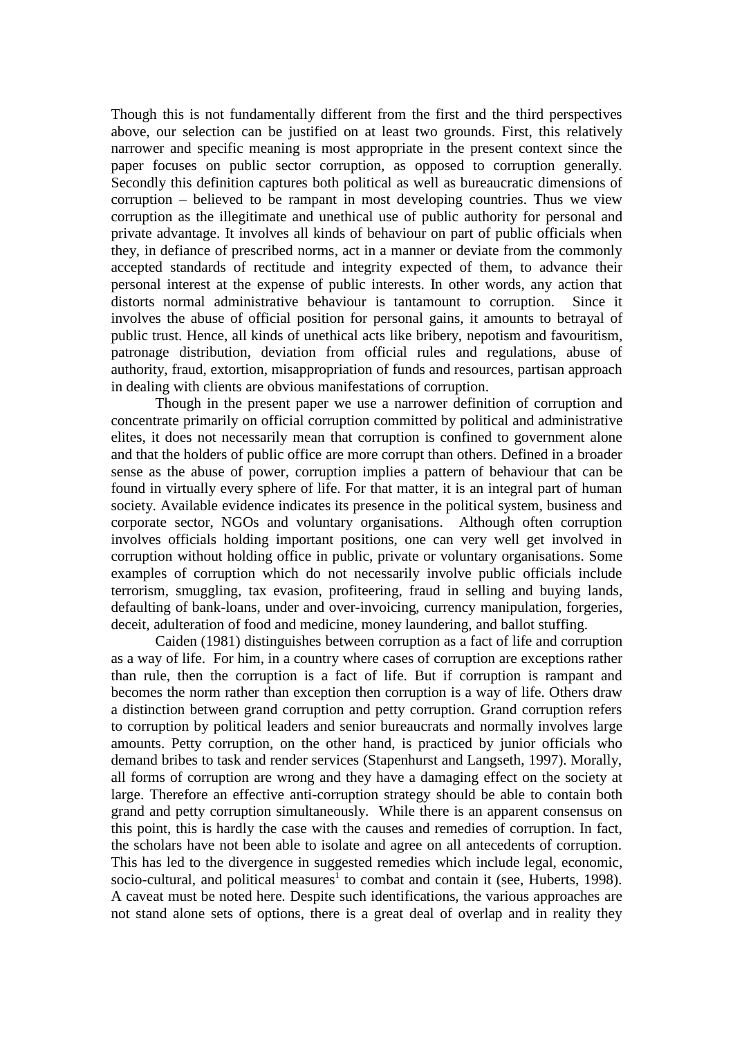Though this is not fundamentally different from the first and the third perspectives above, our selection can be justified on at least two grounds. First, this relatively narrower and specific meaning is most appropriate in the present context since the paper focuses on public sector corruption, as opposed to corruption generally. Secondly this definition captures both political as well as bureaucratic dimensions of corruption – believed to be rampant in most developing countries. Thus we view corruption as the illegitimate and unethical use of public authority for personal and private advantage. It involves all kinds of behaviour on part of public officials when they, in defiance of prescribed norms, act in a manner or deviate from the commonly accepted standards of rectitude and integrity expected of them, to advance their personal interest at the expense of public interests. In other words, any action that distorts normal administrative behaviour is tantamount to corruption. Since it involves the abuse of official position for personal gains, it amounts to betrayal of public trust. Hence, all kinds of unethical acts like bribery, nepotism and favouritism, patronage distribution, deviation from official rules and regulations, abuse of authority, fraud, extortion, misappropriation of funds and resources, partisan approach in dealing with clients are obvious manifestations of corruption.

Though in the present paper we use a narrower definition of corruption and concentrate primarily on official corruption committed by political and administrative elites, it does not necessarily mean that corruption is confined to government alone and that the holders of public office are more corrupt than others. Defined in a broader sense as the abuse of power, corruption implies a pattern of behaviour that can be found in virtually every sphere of life. For that matter, it is an integral part of human society. Available evidence indicates its presence in the political system, business and corporate sector, NGOs and voluntary organisations. Although often corruption involves officials holding important positions, one can very well get involved in corruption without holding office in public, private or voluntary organisations. Some examples of corruption which do not necessarily involve public officials include terrorism, smuggling, tax evasion, profiteering, fraud in selling and buying lands, defaulting of bank-loans, under and over-invoicing, currency manipulation, forgeries, deceit, adulteration of food and medicine, money laundering, and ballot stuffing.

Caiden (1981) distinguishes between corruption as a fact of life and corruption as a way of life. For him, in a country where cases of corruption are exceptions rather than rule, then the corruption is a fact of life. But if corruption is rampant and becomes the norm rather than exception then corruption is a way of life. Others draw a distinction between grand corruption and petty corruption. Grand corruption refers to corruption by political leaders and senior bureaucrats and normally involves large amounts. Petty corruption, on the other hand, is practiced by junior officials who demand bribes to task and render services (Stapenhurst and Langseth, 1997). Morally, all forms of corruption are wrong and they have a damaging effect on the society at large. Therefore an effective anti-corruption strategy should be able to contain both grand and petty corruption simultaneously. While there is an apparent consensus on this point, this is hardly the case with the causes and remedies of corruption. In fact, the scholars have not been able to isolate and agree on all antecedents of corruption. This has led to the divergence in suggested remedies which include legal, economic, socio-cultural, and political measures[1] to combat and contain it (see, Huberts, 1998). A caveat must be noted here. Despite such identifications, the various approaches are not stand alone sets of options, there is a great deal of overlap and in reality they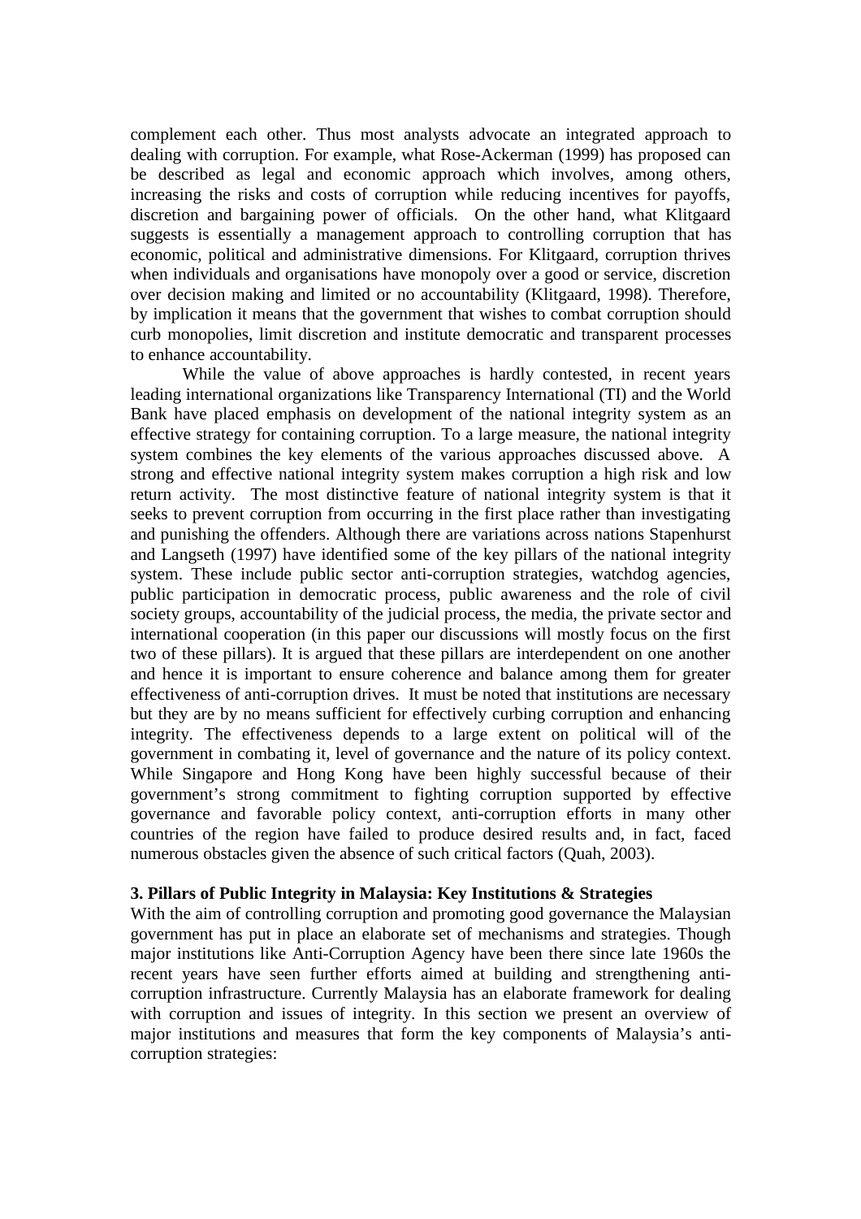complement each other. Thus most analysts advocate an integrated approach to dealing with corruption. For example, what Rose-Ackerman (1999) has proposed can be described as legal and economic approach which involves, among others, increasing the risks and costs of corruption while reducing incentives for payoffs, discretion and bargaining power of officials. On the other hand, what Klitgaard suggests is essentially a management approach to controlling corruption that has economic, political and administrative dimensions. For Klitgaard, corruption thrives when individuals and organisations have monopoly over a good or service, discretion over decision making and limited or no accountability (Klitgaard, 1998). Therefore, by implication it means that the government that wishes to combat corruption should curb monopolies, limit discretion and institute democratic and transparent processes to enhance accountability.

While the value of above approaches is hardly contested, in recent years leading international organizations like Transparency International (TI) and the World Bank have placed emphasis on development of the national integrity system as an effective strategy for containing corruption. To a large measure, the national integrity system combines the key elements of the various approaches discussed above. A strong and effective national integrity system makes corruption a high risk and low return activity. The most distinctive feature of national integrity system is that it seeks to prevent corruption from occurring in the first place rather than investigating and punishing the offenders. Although there are variations across nations Stapenhurst and Langseth (1997) have identified some of the key pillars of the national integrity system. These include public sector anti-corruption strategies, watchdog agencies, public participation in democratic process, public awareness and the role of civil society groups, accountability of the judicial process, the media, the private sector and international cooperation (in this paper our discussions will mostly focus on the first two of these pillars). It is argued that these pillars are interdependent on one another and hence it is important to ensure coherence and balance among them for greater effectiveness of anti-corruption drives. It must be noted that institutions are necessary but they are by no means sufficient for effectively curbing corruption and enhancing integrity. The effectiveness depends to a large extent on political will of the government in combating it, level of governance and the nature of its policy context. While Singapore and Hong Kong have been highly successful because of their government's strong commitment to fighting corruption supported by effective governance and favorable policy context, anti-corruption efforts in many other countries of the region have failed to produce desired results and, in fact, faced numerous obstacles given the absence of such critical factors (Quah, 2003).

## 3. Pillars of Public Integrity in Malaysia: Key Institutions & Strategies

With the aim of controlling corruption and promoting good governance the Malaysian government has put in place an elaborate set of mechanisms and strategies. Though major institutions like Anti-Corruption Agency have been there since late 1960s the recent years have seen further efforts aimed at building and strengthening anti-corruption infrastructure. Currently Malaysia has an elaborate framework for dealing with corruption and issues of integrity. In this section we present an overview of major institutions and measures that form the key components of Malaysia's anti-corruption strategies: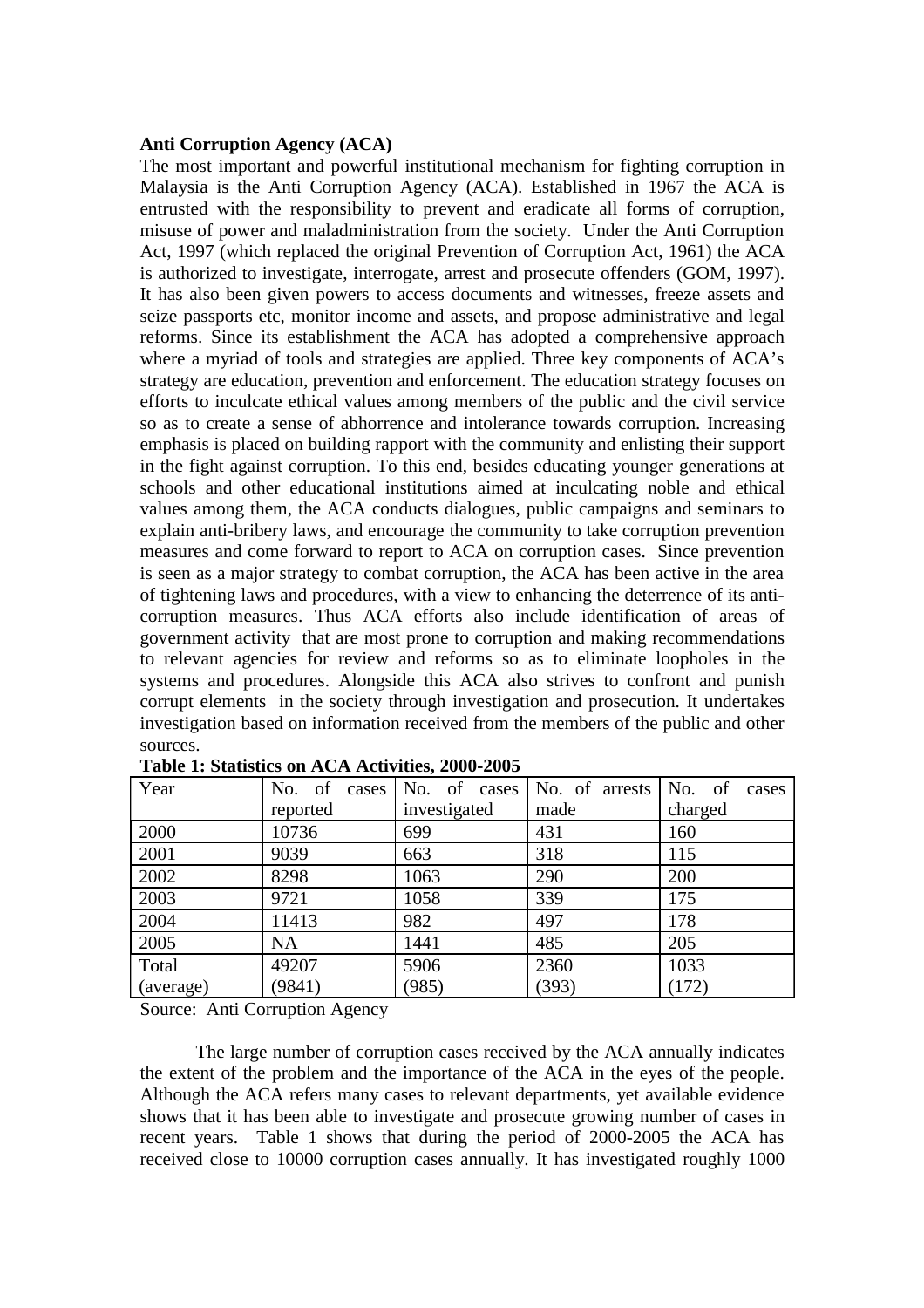**Anti Corruption Agency (ACA)**

The most important and powerful institutional mechanism for fighting corruption in Malaysia is the Anti Corruption Agency (ACA). Established in 1967 the ACA is entrusted with the responsibility to prevent and eradicate all forms of corruption, misuse of power and maladministration from the society. Under the Anti Corruption Act, 1997 (which replaced the original Prevention of Corruption Act, 1961) the ACA is authorized to investigate, interrogate, arrest and prosecute offenders (GOM, 1997). It has also been given powers to access documents and witnesses, freeze assets and seize passports etc, monitor income and assets, and propose administrative and legal reforms. Since its establishment the ACA has adopted a comprehensive approach where a myriad of tools and strategies are applied. Three key components of ACA's strategy are education, prevention and enforcement. The education strategy focuses on efforts to inculcate ethical values among members of the public and the civil service so as to create a sense of abhorrence and intolerance towards corruption. Increasing emphasis is placed on building rapport with the community and enlisting their support in the fight against corruption. To this end, besides educating younger generations at schools and other educational institutions aimed at inculcating noble and ethical values among them, the ACA conducts dialogues, public campaigns and seminars to explain anti-bribery laws, and encourage the community to take corruption prevention measures and come forward to report to ACA on corruption cases. Since prevention is seen as a major strategy to combat corruption, the ACA has been active in the area of tightening laws and procedures, with a view to enhancing the deterrence of its anti-corruption measures. Thus ACA efforts also include identification of areas of government activity that are most prone to corruption and making recommendations to relevant agencies for review and reforms so as to eliminate loopholes in the systems and procedures. Alongside this ACA also strives to confront and punish corrupt elements in the society through investigation and prosecution. It undertakes investigation based on information received from the members of the public and other sources.

**Table 1: Statistics on ACA Activities, 2000-2005**

| Year | No. of cases reported | No. of cases investigated | No. of arrests made | No. of cases charged |
|---|---|---|---|---|
| 2000 | 10736 | 699 | 431 | 160 |
| 2001 | 9039 | 663 | 318 | 115 |
| 2002 | 8298 | 1063 | 290 | 200 |
| 2003 | 9721 | 1058 | 339 | 175 |
| 2004 | 11413 | 982 | 497 | 178 |
| 2005 | NA | 1441 | 485 | 205 |
| Total (average) | 49207 (9841) | 5906 (985) | 2360 (393) | 1033 (172) |

Source: Anti Corruption Agency

The large number of corruption cases received by the ACA annually indicates the extent of the problem and the importance of the ACA in the eyes of the people. Although the ACA refers many cases to relevant departments, yet available evidence shows that it has been able to investigate and prosecute growing number of cases in recent years. Table 1 shows that during the period of 2000-2005 the ACA has received close to 10000 corruption cases annually. It has investigated roughly 1000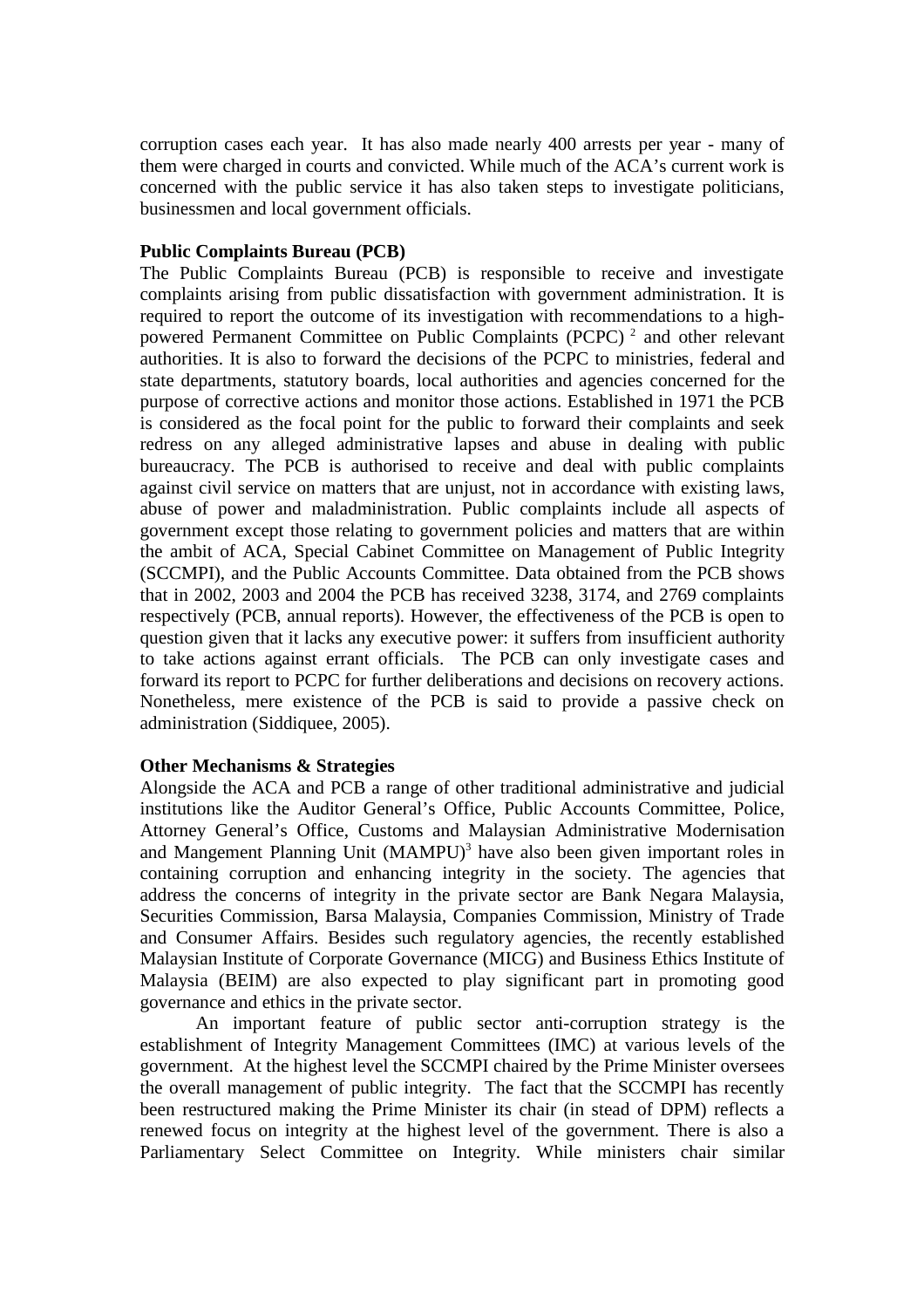corruption cases each year. It has also made nearly 400 arrests per year - many of them were charged in courts and convicted. While much of the ACA's current work is concerned with the public service it has also taken steps to investigate politicians, businessmen and local government officials.

**Public Complaints Bureau (PCB)**

The Public Complaints Bureau (PCB) is responsible to receive and investigate complaints arising from public dissatisfaction with government administration. It is required to report the outcome of its investigation with recommendations to a high-powered Permanent Committee on Public Complaints (PCPC) [2] and other relevant authorities. It is also to forward the decisions of the PCPC to ministries, federal and state departments, statutory boards, local authorities and agencies concerned for the purpose of corrective actions and monitor those actions. Established in 1971 the PCB is considered as the focal point for the public to forward their complaints and seek redress on any alleged administrative lapses and abuse in dealing with public bureaucracy. The PCB is authorised to receive and deal with public complaints against civil service on matters that are unjust, not in accordance with existing laws, abuse of power and maladministration. Public complaints include all aspects of government except those relating to government policies and matters that are within the ambit of ACA, Special Cabinet Committee on Management of Public Integrity (SCCMPI), and the Public Accounts Committee. Data obtained from the PCB shows that in 2002, 2003 and 2004 the PCB has received 3238, 3174, and 2769 complaints respectively (PCB, annual reports). However, the effectiveness of the PCB is open to question given that it lacks any executive power: it suffers from insufficient authority to take actions against errant officials. The PCB can only investigate cases and forward its report to PCPC for further deliberations and decisions on recovery actions. Nonetheless, mere existence of the PCB is said to provide a passive check on administration (Siddiquee, 2005).

**Other Mechanisms & Strategies**

Alongside the ACA and PCB a range of other traditional administrative and judicial institutions like the Auditor General's Office, Public Accounts Committee, Police, Attorney General's Office, Customs and Malaysian Administrative Modernisation and Mangement Planning Unit (MAMPU)[3] have also been given important roles in containing corruption and enhancing integrity in the society. The agencies that address the concerns of integrity in the private sector are Bank Negara Malaysia, Securities Commission, Barsa Malaysia, Companies Commission, Ministry of Trade and Consumer Affairs. Besides such regulatory agencies, the recently established Malaysian Institute of Corporate Governance (MICG) and Business Ethics Institute of Malaysia (BEIM) are also expected to play significant part in promoting good governance and ethics in the private sector.

An important feature of public sector anti-corruption strategy is the establishment of Integrity Management Committees (IMC) at various levels of the government. At the highest level the SCCMPI chaired by the Prime Minister oversees the overall management of public integrity. The fact that the SCCMPI has recently been restructured making the Prime Minister its chair (in stead of DPM) reflects a renewed focus on integrity at the highest level of the government. There is also a Parliamentary Select Committee on Integrity. While ministers chair similar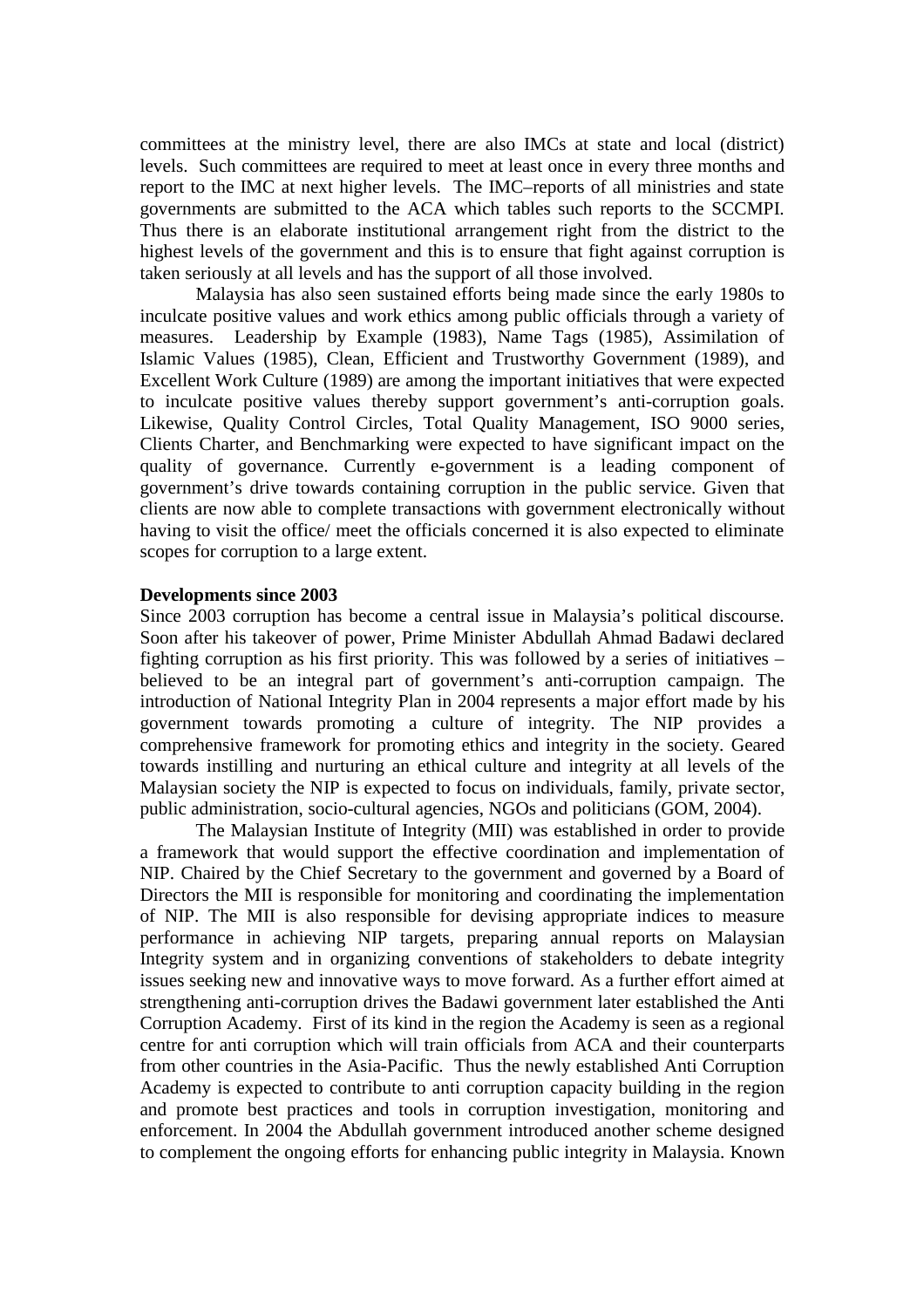committees at the ministry level, there are also IMCs at state and local (district) levels. Such committees are required to meet at least once in every three months and report to the IMC at next higher levels. The IMC–reports of all ministries and state governments are submitted to the ACA which tables such reports to the SCCMPI. Thus there is an elaborate institutional arrangement right from the district to the highest levels of the government and this is to ensure that fight against corruption is taken seriously at all levels and has the support of all those involved.

Malaysia has also seen sustained efforts being made since the early 1980s to inculcate positive values and work ethics among public officials through a variety of measures. Leadership by Example (1983), Name Tags (1985), Assimilation of Islamic Values (1985), Clean, Efficient and Trustworthy Government (1989), and Excellent Work Culture (1989) are among the important initiatives that were expected to inculcate positive values thereby support government's anti-corruption goals. Likewise, Quality Control Circles, Total Quality Management, ISO 9000 series, Clients Charter, and Benchmarking were expected to have significant impact on the quality of governance. Currently e-government is a leading component of government's drive towards containing corruption in the public service. Given that clients are now able to complete transactions with government electronically without having to visit the office/ meet the officials concerned it is also expected to eliminate scopes for corruption to a large extent.

**Developments since 2003**

Since 2003 corruption has become a central issue in Malaysia's political discourse. Soon after his takeover of power, Prime Minister Abdullah Ahmad Badawi declared fighting corruption as his first priority. This was followed by a series of initiatives – believed to be an integral part of government's anti-corruption campaign. The introduction of National Integrity Plan in 2004 represents a major effort made by his government towards promoting a culture of integrity. The NIP provides a comprehensive framework for promoting ethics and integrity in the society. Geared towards instilling and nurturing an ethical culture and integrity at all levels of the Malaysian society the NIP is expected to focus on individuals, family, private sector, public administration, socio-cultural agencies, NGOs and politicians (GOM, 2004).

The Malaysian Institute of Integrity (MII) was established in order to provide a framework that would support the effective coordination and implementation of NIP. Chaired by the Chief Secretary to the government and governed by a Board of Directors the MII is responsible for monitoring and coordinating the implementation of NIP. The MII is also responsible for devising appropriate indices to measure performance in achieving NIP targets, preparing annual reports on Malaysian Integrity system and in organizing conventions of stakeholders to debate integrity issues seeking new and innovative ways to move forward. As a further effort aimed at strengthening anti-corruption drives the Badawi government later established the Anti Corruption Academy. First of its kind in the region the Academy is seen as a regional centre for anti corruption which will train officials from ACA and their counterparts from other countries in the Asia-Pacific. Thus the newly established Anti Corruption Academy is expected to contribute to anti corruption capacity building in the region and promote best practices and tools in corruption investigation, monitoring and enforcement. In 2004 the Abdullah government introduced another scheme designed to complement the ongoing efforts for enhancing public integrity in Malaysia. Known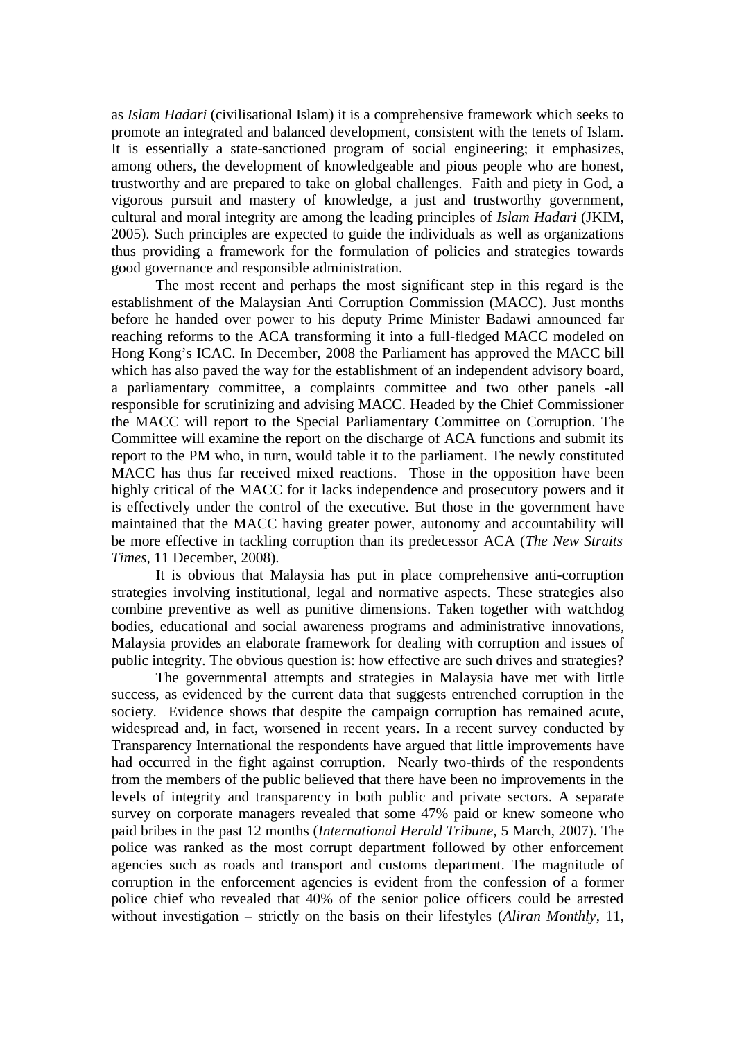as *Islam Hadari* (civilisational Islam) it is a comprehensive framework which seeks to promote an integrated and balanced development, consistent with the tenets of Islam. It is essentially a state-sanctioned program of social engineering; it emphasizes, among others, the development of knowledgeable and pious people who are honest, trustworthy and are prepared to take on global challenges. Faith and piety in God, a vigorous pursuit and mastery of knowledge, a just and trustworthy government, cultural and moral integrity are among the leading principles of *Islam Hadari* (JKIM, 2005). Such principles are expected to guide the individuals as well as organizations thus providing a framework for the formulation of policies and strategies towards good governance and responsible administration.

The most recent and perhaps the most significant step in this regard is the establishment of the Malaysian Anti Corruption Commission (MACC). Just months before he handed over power to his deputy Prime Minister Badawi announced far reaching reforms to the ACA transforming it into a full-fledged MACC modeled on Hong Kong's ICAC. In December, 2008 the Parliament has approved the MACC bill which has also paved the way for the establishment of an independent advisory board, a parliamentary committee, a complaints committee and two other panels -all responsible for scrutinizing and advising MACC. Headed by the Chief Commissioner the MACC will report to the Special Parliamentary Committee on Corruption. The Committee will examine the report on the discharge of ACA functions and submit its report to the PM who, in turn, would table it to the parliament. The newly constituted MACC has thus far received mixed reactions. Those in the opposition have been highly critical of the MACC for it lacks independence and prosecutory powers and it is effectively under the control of the executive. But those in the government have maintained that the MACC having greater power, autonomy and accountability will be more effective in tackling corruption than its predecessor ACA (*The New Straits Times*, 11 December, 2008).

It is obvious that Malaysia has put in place comprehensive anti-corruption strategies involving institutional, legal and normative aspects. These strategies also combine preventive as well as punitive dimensions. Taken together with watchdog bodies, educational and social awareness programs and administrative innovations, Malaysia provides an elaborate framework for dealing with corruption and issues of public integrity. The obvious question is: how effective are such drives and strategies?

The governmental attempts and strategies in Malaysia have met with little success, as evidenced by the current data that suggests entrenched corruption in the society. Evidence shows that despite the campaign corruption has remained acute, widespread and, in fact, worsened in recent years. In a recent survey conducted by Transparency International the respondents have argued that little improvements have had occurred in the fight against corruption. Nearly two-thirds of the respondents from the members of the public believed that there have been no improvements in the levels of integrity and transparency in both public and private sectors. A separate survey on corporate managers revealed that some 47% paid or knew someone who paid bribes in the past 12 months (*International Herald Tribune*, 5 March, 2007). The police was ranked as the most corrupt department followed by other enforcement agencies such as roads and transport and customs department. The magnitude of corruption in the enforcement agencies is evident from the confession of a former police chief who revealed that 40% of the senior police officers could be arrested without investigation – strictly on the basis on their lifestyles (*Aliran Monthly*, 11,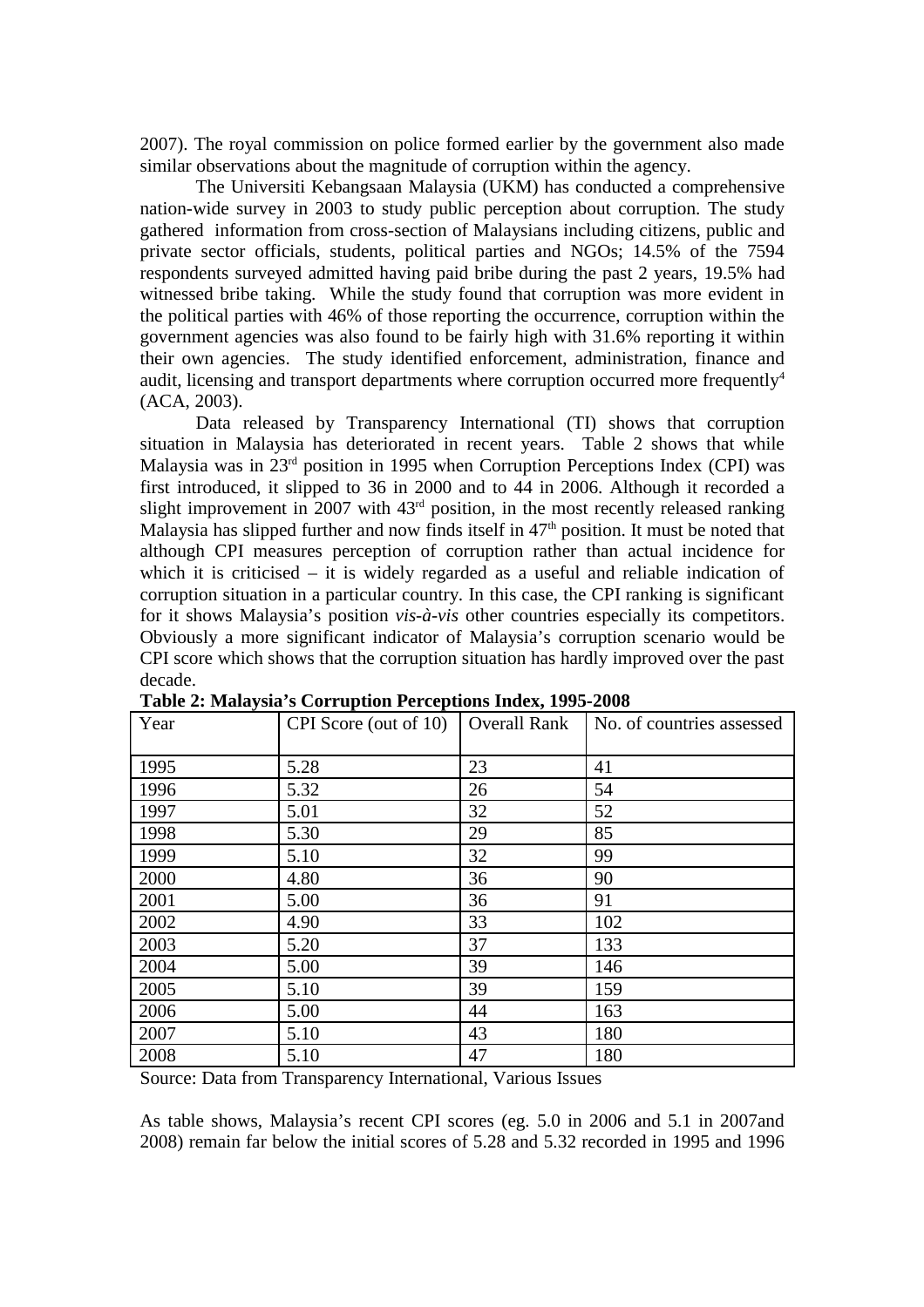2007). The royal commission on police formed earlier by the government also made similar observations about the magnitude of corruption within the agency.

The Universiti Kebangsaan Malaysia (UKM) has conducted a comprehensive nation-wide survey in 2003 to study public perception about corruption. The study gathered information from cross-section of Malaysians including citizens, public and private sector officials, students, political parties and NGOs; 14.5% of the 7594 respondents surveyed admitted having paid bribe during the past 2 years, 19.5% had witnessed bribe taking. While the study found that corruption was more evident in the political parties with 46% of those reporting the occurrence, corruption within the government agencies was also found to be fairly high with 31.6% reporting it within their own agencies. The study identified enforcement, administration, finance and audit, licensing and transport departments where corruption occurred more frequently[4] (ACA, 2003).

Data released by Transparency International (TI) shows that corruption situation in Malaysia has deteriorated in recent years. Table 2 shows that while Malaysia was in 23rd position in 1995 when Corruption Perceptions Index (CPI) was first introduced, it slipped to 36 in 2000 and to 44 in 2006. Although it recorded a slight improvement in 2007 with 43rd position, in the most recently released ranking Malaysia has slipped further and now finds itself in 47th position. It must be noted that although CPI measures perception of corruption rather than actual incidence for which it is criticised – it is widely regarded as a useful and reliable indication of corruption situation in a particular country. In this case, the CPI ranking is significant for it shows Malaysia's position *vis-à-vis* other countries especially its competitors. Obviously a more significant indicator of Malaysia's corruption scenario would be CPI score which shows that the corruption situation has hardly improved over the past decade.

**Table 2: Malaysia's Corruption Perceptions Index, 1995-2008**

| Year | CPI Score (out of 10) | Overall Rank | No. of countries assessed |
|---|---|---|---|
| 1995 | 5.28 | 23 | 41 |
| 1996 | 5.32 | 26 | 54 |
| 1997 | 5.01 | 32 | 52 |
| 1998 | 5.30 | 29 | 85 |
| 1999 | 5.10 | 32 | 99 |
| 2000 | 4.80 | 36 | 90 |
| 2001 | 5.00 | 36 | 91 |
| 2002 | 4.90 | 33 | 102 |
| 2003 | 5.20 | 37 | 133 |
| 2004 | 5.00 | 39 | 146 |
| 2005 | 5.10 | 39 | 159 |
| 2006 | 5.00 | 44 | 163 |
| 2007 | 5.10 | 43 | 180 |
| 2008 | 5.10 | 47 | 180 |

Source: Data from Transparency International, Various Issues

As table shows, Malaysia's recent CPI scores (eg. 5.0 in 2006 and 5.1 in 2007and 2008) remain far below the initial scores of 5.28 and 5.32 recorded in 1995 and 1996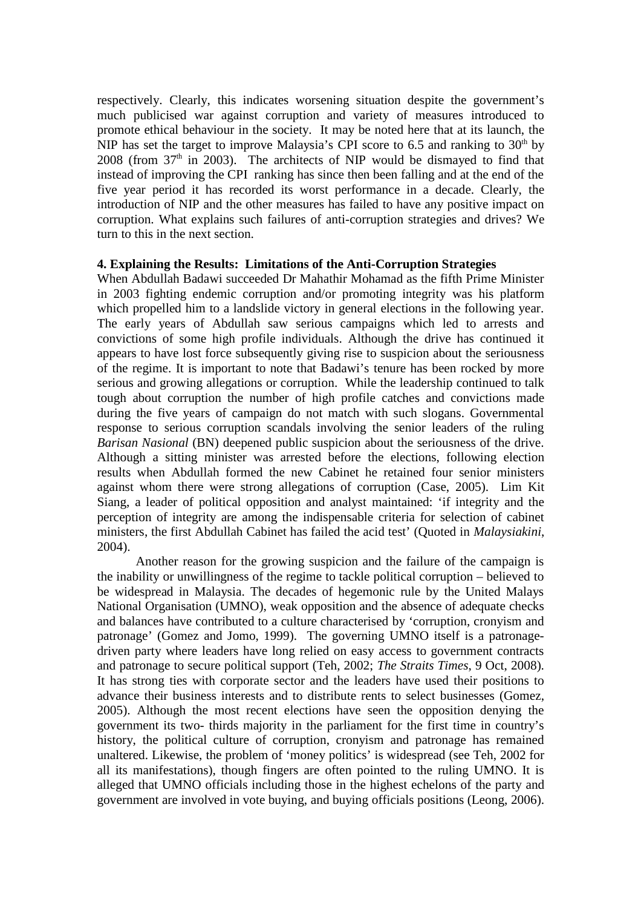respectively. Clearly, this indicates worsening situation despite the government's much publicised war against corruption and variety of measures introduced to promote ethical behaviour in the society. It may be noted here that at its launch, the NIP has set the target to improve Malaysia's CPI score to 6.5 and ranking to 30th by 2008 (from 37th in 2003). The architects of NIP would be dismayed to find that instead of improving the CPI ranking has since then been falling and at the end of the five year period it has recorded its worst performance in a decade. Clearly, the introduction of NIP and the other measures has failed to have any positive impact on corruption. What explains such failures of anti-corruption strategies and drives? We turn to this in the next section.

## 4. Explaining the Results: Limitations of the Anti-Corruption Strategies

When Abdullah Badawi succeeded Dr Mahathir Mohamad as the fifth Prime Minister in 2003 fighting endemic corruption and/or promoting integrity was his platform which propelled him to a landslide victory in general elections in the following year. The early years of Abdullah saw serious campaigns which led to arrests and convictions of some high profile individuals. Although the drive has continued it appears to have lost force subsequently giving rise to suspicion about the seriousness of the regime. It is important to note that Badawi's tenure has been rocked by more serious and growing allegations or corruption. While the leadership continued to talk tough about corruption the number of high profile catches and convictions made during the five years of campaign do not match with such slogans. Governmental response to serious corruption scandals involving the senior leaders of the ruling *Barisan Nasional* (BN) deepened public suspicion about the seriousness of the drive. Although a sitting minister was arrested before the elections, following election results when Abdullah formed the new Cabinet he retained four senior ministers against whom there were strong allegations of corruption (Case, 2005). Lim Kit Siang, a leader of political opposition and analyst maintained: 'if integrity and the perception of integrity are among the indispensable criteria for selection of cabinet ministers, the first Abdullah Cabinet has failed the acid test' (Quoted in *Malaysiakini*, 2004).

Another reason for the growing suspicion and the failure of the campaign is the inability or unwillingness of the regime to tackle political corruption – believed to be widespread in Malaysia. The decades of hegemonic rule by the United Malays National Organisation (UMNO), weak opposition and the absence of adequate checks and balances have contributed to a culture characterised by 'corruption, cronyism and patronage' (Gomez and Jomo, 1999). The governing UMNO itself is a patronage-driven party where leaders have long relied on easy access to government contracts and patronage to secure political support (Teh, 2002; *The Straits Times*, 9 Oct, 2008). It has strong ties with corporate sector and the leaders have used their positions to advance their business interests and to distribute rents to select businesses (Gomez, 2005). Although the most recent elections have seen the opposition denying the government its two- thirds majority in the parliament for the first time in country's history, the political culture of corruption, cronyism and patronage has remained unaltered. Likewise, the problem of 'money politics' is widespread (see Teh, 2002 for all its manifestations), though fingers are often pointed to the ruling UMNO. It is alleged that UMNO officials including those in the highest echelons of the party and government are involved in vote buying, and buying officials positions (Leong, 2006).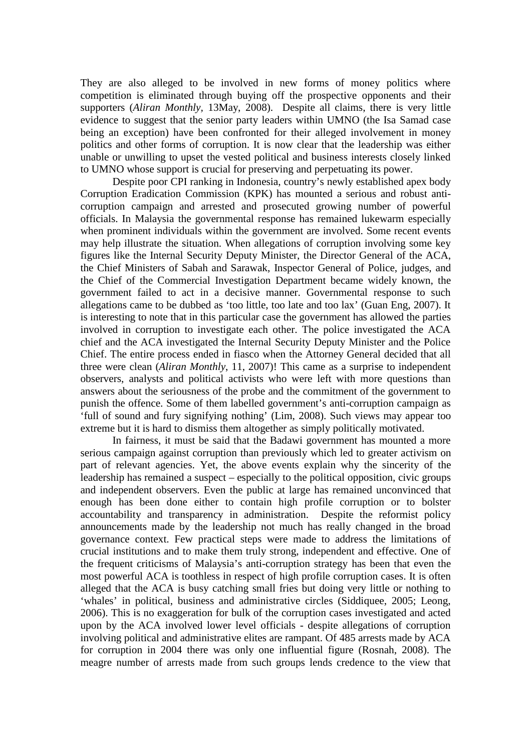They are also alleged to be involved in new forms of money politics where competition is eliminated through buying off the prospective opponents and their supporters (*Aliran Monthly*, 13May, 2008). Despite all claims, there is very little evidence to suggest that the senior party leaders within UMNO (the Isa Samad case being an exception) have been confronted for their alleged involvement in money politics and other forms of corruption. It is now clear that the leadership was either unable or unwilling to upset the vested political and business interests closely linked to UMNO whose support is crucial for preserving and perpetuating its power.

Despite poor CPI ranking in Indonesia, country's newly established apex body Corruption Eradication Commission (KPK) has mounted a serious and robust anti-corruption campaign and arrested and prosecuted growing number of powerful officials. In Malaysia the governmental response has remained lukewarm especially when prominent individuals within the government are involved. Some recent events may help illustrate the situation. When allegations of corruption involving some key figures like the Internal Security Deputy Minister, the Director General of the ACA, the Chief Ministers of Sabah and Sarawak, Inspector General of Police, judges, and the Chief of the Commercial Investigation Department became widely known, the government failed to act in a decisive manner. Governmental response to such allegations came to be dubbed as 'too little, too late and too lax' (Guan Eng, 2007). It is interesting to note that in this particular case the government has allowed the parties involved in corruption to investigate each other. The police investigated the ACA chief and the ACA investigated the Internal Security Deputy Minister and the Police Chief. The entire process ended in fiasco when the Attorney General decided that all three were clean (*Aliran Monthly*, 11, 2007)! This came as a surprise to independent observers, analysts and political activists who were left with more questions than answers about the seriousness of the probe and the commitment of the government to punish the offence. Some of them labelled government's anti-corruption campaign as 'full of sound and fury signifying nothing' (Lim, 2008). Such views may appear too extreme but it is hard to dismiss them altogether as simply politically motivated.

In fairness, it must be said that the Badawi government has mounted a more serious campaign against corruption than previously which led to greater activism on part of relevant agencies. Yet, the above events explain why the sincerity of the leadership has remained a suspect – especially to the political opposition, civic groups and independent observers. Even the public at large has remained unconvinced that enough has been done either to contain high profile corruption or to bolster accountability and transparency in administration. Despite the reformist policy announcements made by the leadership not much has really changed in the broad governance context. Few practical steps were made to address the limitations of crucial institutions and to make them truly strong, independent and effective. One of the frequent criticisms of Malaysia's anti-corruption strategy has been that even the most powerful ACA is toothless in respect of high profile corruption cases. It is often alleged that the ACA is busy catching small fries but doing very little or nothing to 'whales' in political, business and administrative circles (Siddiquee, 2005; Leong, 2006). This is no exaggeration for bulk of the corruption cases investigated and acted upon by the ACA involved lower level officials - despite allegations of corruption involving political and administrative elites are rampant. Of 485 arrests made by ACA for corruption in 2004 there was only one influential figure (Rosnah, 2008). The meagre number of arrests made from such groups lends credence to the view that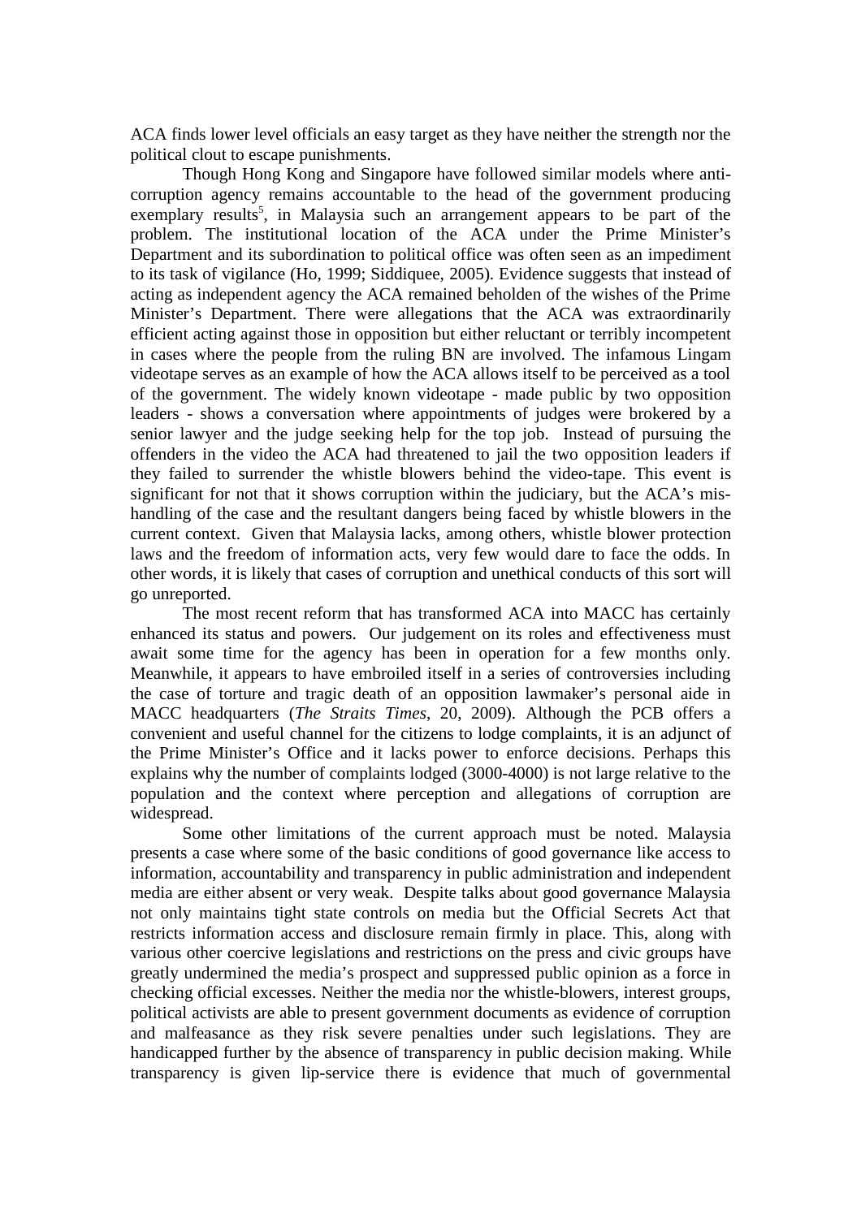ACA finds lower level officials an easy target as they have neither the strength nor the political clout to escape punishments.

Though Hong Kong and Singapore have followed similar models where anti-corruption agency remains accountable to the head of the government producing exemplary results[5], in Malaysia such an arrangement appears to be part of the problem. The institutional location of the ACA under the Prime Minister's Department and its subordination to political office was often seen as an impediment to its task of vigilance (Ho, 1999; Siddiquee, 2005). Evidence suggests that instead of acting as independent agency the ACA remained beholden of the wishes of the Prime Minister's Department. There were allegations that the ACA was extraordinarily efficient acting against those in opposition but either reluctant or terribly incompetent in cases where the people from the ruling BN are involved. The infamous Lingam videotape serves as an example of how the ACA allows itself to be perceived as a tool of the government. The widely known videotape - made public by two opposition leaders - shows a conversation where appointments of judges were brokered by a senior lawyer and the judge seeking help for the top job. Instead of pursuing the offenders in the video the ACA had threatened to jail the two opposition leaders if they failed to surrender the whistle blowers behind the video-tape. This event is significant for not that it shows corruption within the judiciary, but the ACA's mis-handling of the case and the resultant dangers being faced by whistle blowers in the current context. Given that Malaysia lacks, among others, whistle blower protection laws and the freedom of information acts, very few would dare to face the odds. In other words, it is likely that cases of corruption and unethical conducts of this sort will go unreported.

The most recent reform that has transformed ACA into MACC has certainly enhanced its status and powers. Our judgement on its roles and effectiveness must await some time for the agency has been in operation for a few months only. Meanwhile, it appears to have embroiled itself in a series of controversies including the case of torture and tragic death of an opposition lawmaker's personal aide in MACC headquarters (*The Straits Times*, 20, 2009). Although the PCB offers a convenient and useful channel for the citizens to lodge complaints, it is an adjunct of the Prime Minister's Office and it lacks power to enforce decisions. Perhaps this explains why the number of complaints lodged (3000-4000) is not large relative to the population and the context where perception and allegations of corruption are widespread.

Some other limitations of the current approach must be noted. Malaysia presents a case where some of the basic conditions of good governance like access to information, accountability and transparency in public administration and independent media are either absent or very weak. Despite talks about good governance Malaysia not only maintains tight state controls on media but the Official Secrets Act that restricts information access and disclosure remain firmly in place. This, along with various other coercive legislations and restrictions on the press and civic groups have greatly undermined the media's prospect and suppressed public opinion as a force in checking official excesses. Neither the media nor the whistle-blowers, interest groups, political activists are able to present government documents as evidence of corruption and malfeasance as they risk severe penalties under such legislations. They are handicapped further by the absence of transparency in public decision making. While transparency is given lip-service there is evidence that much of governmental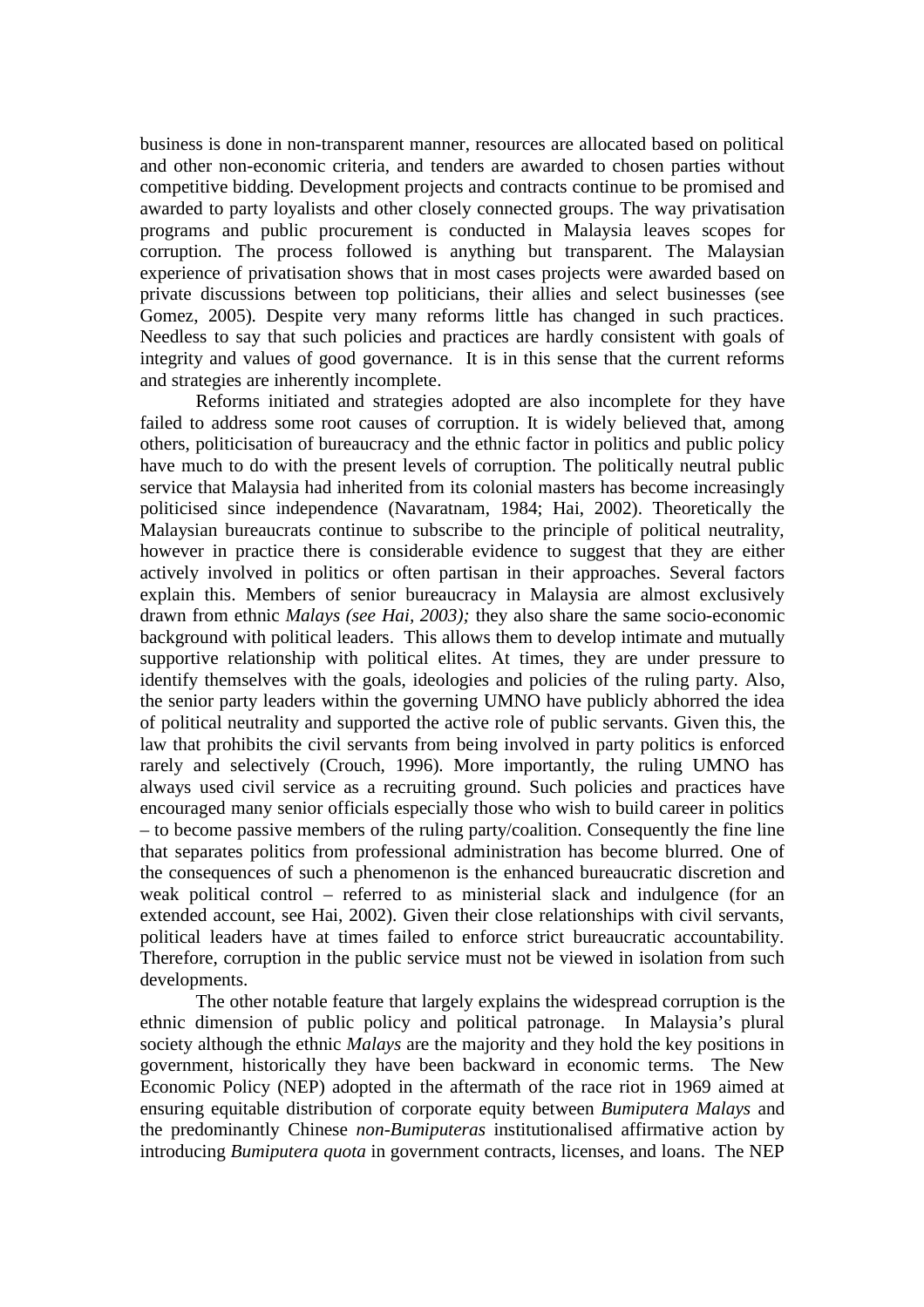business is done in non-transparent manner, resources are allocated based on political and other non-economic criteria, and tenders are awarded to chosen parties without competitive bidding. Development projects and contracts continue to be promised and awarded to party loyalists and other closely connected groups. The way privatisation programs and public procurement is conducted in Malaysia leaves scopes for corruption. The process followed is anything but transparent. The Malaysian experience of privatisation shows that in most cases projects were awarded based on private discussions between top politicians, their allies and select businesses (see Gomez, 2005). Despite very many reforms little has changed in such practices. Needless to say that such policies and practices are hardly consistent with goals of integrity and values of good governance. It is in this sense that the current reforms and strategies are inherently incomplete.

Reforms initiated and strategies adopted are also incomplete for they have failed to address some root causes of corruption. It is widely believed that, among others, politicisation of bureaucracy and the ethnic factor in politics and public policy have much to do with the present levels of corruption. The politically neutral public service that Malaysia had inherited from its colonial masters has become increasingly politicised since independence (Navaratnam, 1984; Hai, 2002). Theoretically the Malaysian bureaucrats continue to subscribe to the principle of political neutrality, however in practice there is considerable evidence to suggest that they are either actively involved in politics or often partisan in their approaches. Several factors explain this. Members of senior bureaucracy in Malaysia are almost exclusively drawn from ethnic *Malays (see Hai, 2003);* they also share the same socio-economic background with political leaders. This allows them to develop intimate and mutually supportive relationship with political elites. At times, they are under pressure to identify themselves with the goals, ideologies and policies of the ruling party. Also, the senior party leaders within the governing UMNO have publicly abhorred the idea of political neutrality and supported the active role of public servants. Given this, the law that prohibits the civil servants from being involved in party politics is enforced rarely and selectively (Crouch, 1996). More importantly, the ruling UMNO has always used civil service as a recruiting ground. Such policies and practices have encouraged many senior officials especially those who wish to build career in politics – to become passive members of the ruling party/coalition. Consequently the fine line that separates politics from professional administration has become blurred. One of the consequences of such a phenomenon is the enhanced bureaucratic discretion and weak political control – referred to as ministerial slack and indulgence (for an extended account, see Hai, 2002). Given their close relationships with civil servants, political leaders have at times failed to enforce strict bureaucratic accountability. Therefore, corruption in the public service must not be viewed in isolation from such developments.

The other notable feature that largely explains the widespread corruption is the ethnic dimension of public policy and political patronage. In Malaysia's plural society although the ethnic *Malays* are the majority and they hold the key positions in government, historically they have been backward in economic terms. The New Economic Policy (NEP) adopted in the aftermath of the race riot in 1969 aimed at ensuring equitable distribution of corporate equity between *Bumiputera Malays* and the predominantly Chinese *non-Bumiputeras* institutionalised affirmative action by introducing *Bumiputera quota* in government contracts, licenses, and loans. The NEP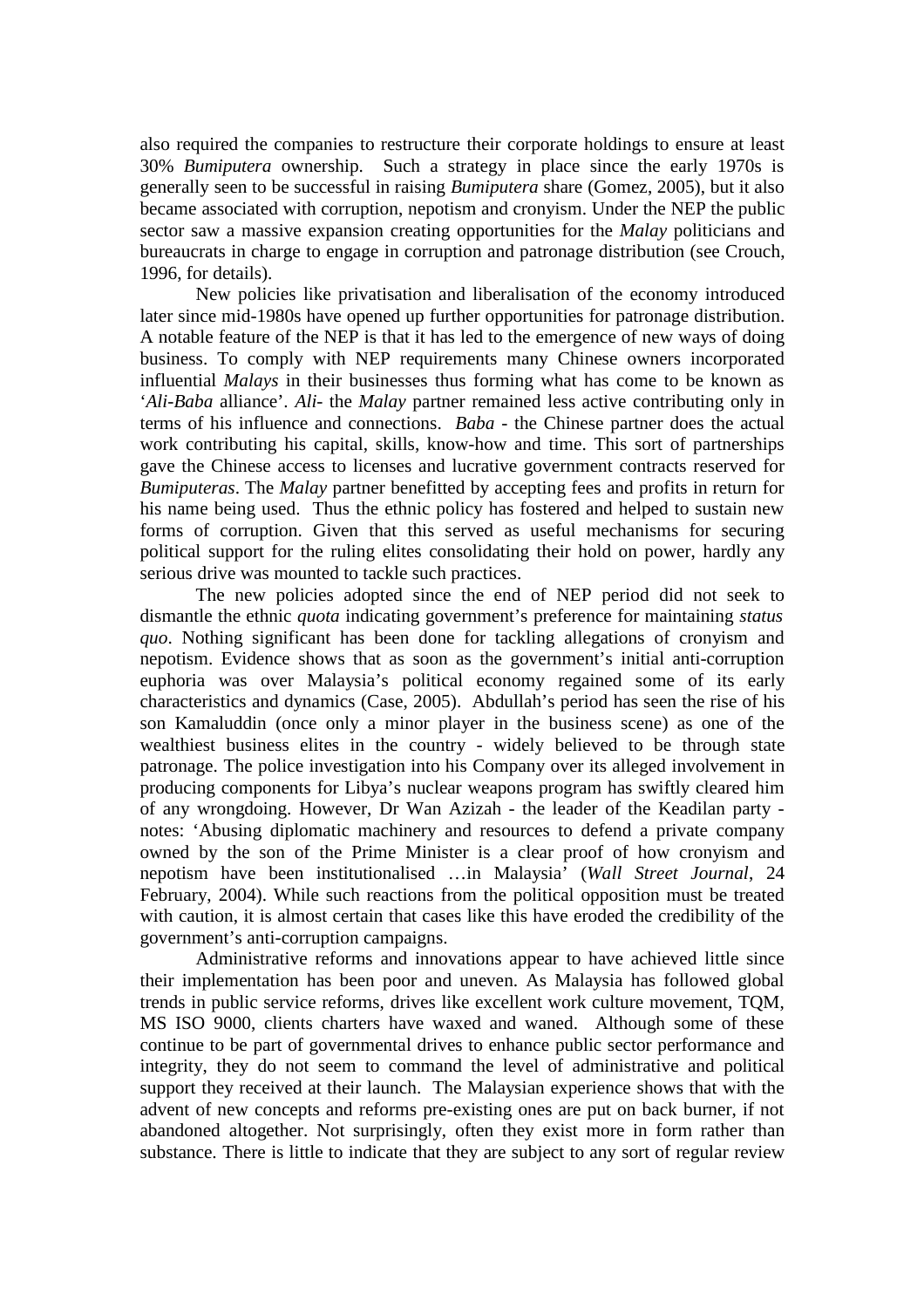also required the companies to restructure their corporate holdings to ensure at least 30% *Bumiputera* ownership. Such a strategy in place since the early 1970s is generally seen to be successful in raising *Bumiputera* share (Gomez, 2005), but it also became associated with corruption, nepotism and cronyism. Under the NEP the public sector saw a massive expansion creating opportunities for the *Malay* politicians and bureaucrats in charge to engage in corruption and patronage distribution (see Crouch, 1996, for details).

New policies like privatisation and liberalisation of the economy introduced later since mid-1980s have opened up further opportunities for patronage distribution. A notable feature of the NEP is that it has led to the emergence of new ways of doing business. To comply with NEP requirements many Chinese owners incorporated influential *Malays* in their businesses thus forming what has come to be known as '*Ali-Baba* alliance'. *Ali*- the *Malay* partner remained less active contributing only in terms of his influence and connections. *Baba* - the Chinese partner does the actual work contributing his capital, skills, know-how and time. This sort of partnerships gave the Chinese access to licenses and lucrative government contracts reserved for *Bumiputeras*. The *Malay* partner benefitted by accepting fees and profits in return for his name being used. Thus the ethnic policy has fostered and helped to sustain new forms of corruption. Given that this served as useful mechanisms for securing political support for the ruling elites consolidating their hold on power, hardly any serious drive was mounted to tackle such practices.

The new policies adopted since the end of NEP period did not seek to dismantle the ethnic *quota* indicating government's preference for maintaining *status quo*. Nothing significant has been done for tackling allegations of cronyism and nepotism. Evidence shows that as soon as the government's initial anti-corruption euphoria was over Malaysia's political economy regained some of its early characteristics and dynamics (Case, 2005). Abdullah's period has seen the rise of his son Kamaluddin (once only a minor player in the business scene) as one of the wealthiest business elites in the country - widely believed to be through state patronage. The police investigation into his Company over its alleged involvement in producing components for Libya's nuclear weapons program has swiftly cleared him of any wrongdoing. However, Dr Wan Azizah - the leader of the Keadilan party - notes: 'Abusing diplomatic machinery and resources to defend a private company owned by the son of the Prime Minister is a clear proof of how cronyism and nepotism have been institutionalised …in Malaysia' (*Wall Street Journal*, 24 February, 2004). While such reactions from the political opposition must be treated with caution, it is almost certain that cases like this have eroded the credibility of the government's anti-corruption campaigns.

Administrative reforms and innovations appear to have achieved little since their implementation has been poor and uneven. As Malaysia has followed global trends in public service reforms, drives like excellent work culture movement, TQM, MS ISO 9000, clients charters have waxed and waned. Although some of these continue to be part of governmental drives to enhance public sector performance and integrity, they do not seem to command the level of administrative and political support they received at their launch. The Malaysian experience shows that with the advent of new concepts and reforms pre-existing ones are put on back burner, if not abandoned altogether. Not surprisingly, often they exist more in form rather than substance. There is little to indicate that they are subject to any sort of regular review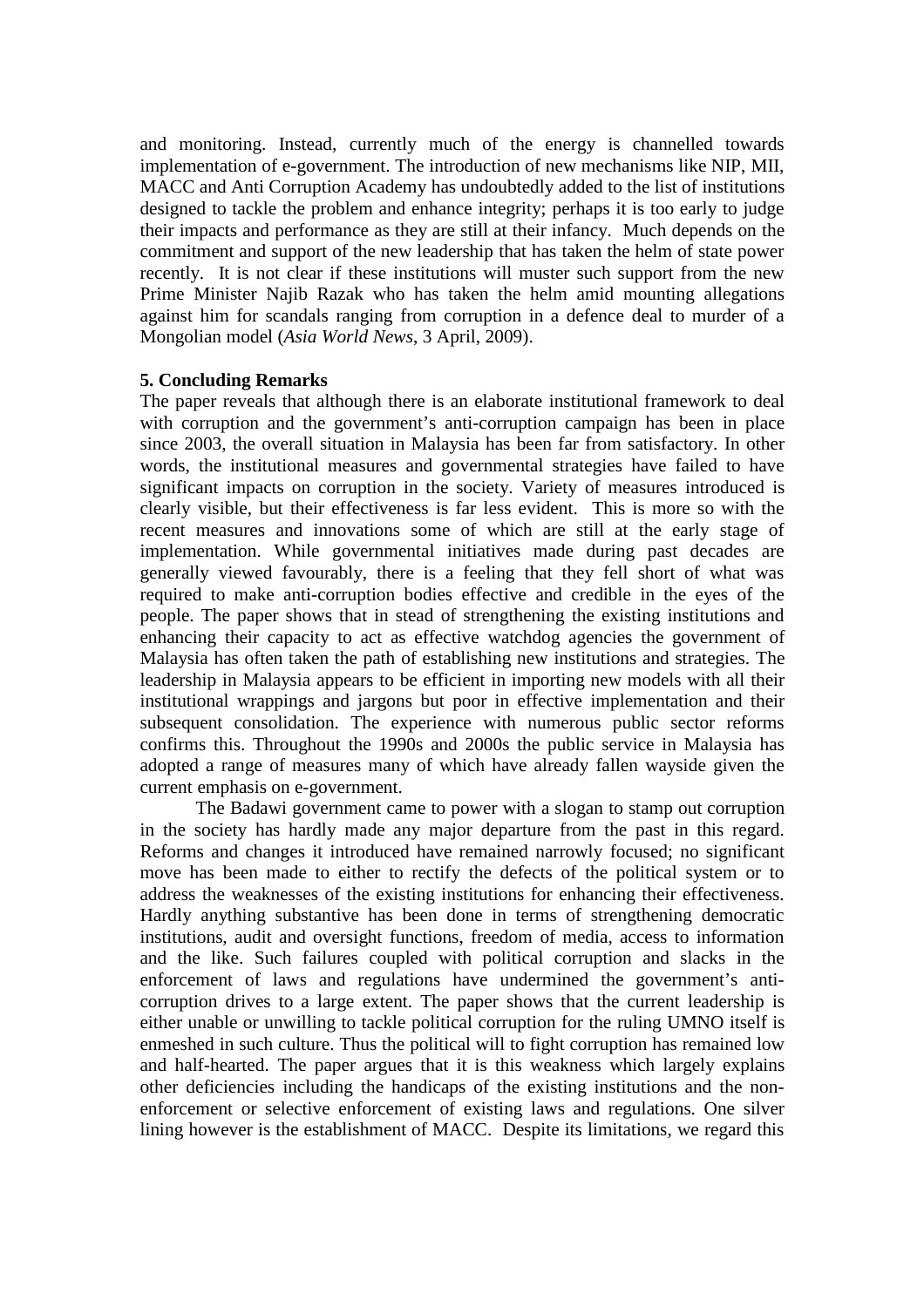and monitoring. Instead, currently much of the energy is channelled towards implementation of e-government. The introduction of new mechanisms like NIP, MII, MACC and Anti Corruption Academy has undoubtedly added to the list of institutions designed to tackle the problem and enhance integrity; perhaps it is too early to judge their impacts and performance as they are still at their infancy. Much depends on the commitment and support of the new leadership that has taken the helm of state power recently. It is not clear if these institutions will muster such support from the new Prime Minister Najib Razak who has taken the helm amid mounting allegations against him for scandals ranging from corruption in a defence deal to murder of a Mongolian model (*Asia World News*, 3 April, 2009).

**5. Concluding Remarks**

The paper reveals that although there is an elaborate institutional framework to deal with corruption and the government's anti-corruption campaign has been in place since 2003, the overall situation in Malaysia has been far from satisfactory. In other words, the institutional measures and governmental strategies have failed to have significant impacts on corruption in the society. Variety of measures introduced is clearly visible, but their effectiveness is far less evident. This is more so with the recent measures and innovations some of which are still at the early stage of implementation. While governmental initiatives made during past decades are generally viewed favourably, there is a feeling that they fell short of what was required to make anti-corruption bodies effective and credible in the eyes of the people. The paper shows that in stead of strengthening the existing institutions and enhancing their capacity to act as effective watchdog agencies the government of Malaysia has often taken the path of establishing new institutions and strategies. The leadership in Malaysia appears to be efficient in importing new models with all their institutional wrappings and jargons but poor in effective implementation and their subsequent consolidation. The experience with numerous public sector reforms confirms this. Throughout the 1990s and 2000s the public service in Malaysia has adopted a range of measures many of which have already fallen wayside given the current emphasis on e-government.

The Badawi government came to power with a slogan to stamp out corruption in the society has hardly made any major departure from the past in this regard. Reforms and changes it introduced have remained narrowly focused; no significant move has been made to either to rectify the defects of the political system or to address the weaknesses of the existing institutions for enhancing their effectiveness. Hardly anything substantive has been done in terms of strengthening democratic institutions, audit and oversight functions, freedom of media, access to information and the like. Such failures coupled with political corruption and slacks in the enforcement of laws and regulations have undermined the government's anti-corruption drives to a large extent. The paper shows that the current leadership is either unable or unwilling to tackle political corruption for the ruling UMNO itself is enmeshed in such culture. Thus the political will to fight corruption has remained low and half-hearted. The paper argues that it is this weakness which largely explains other deficiencies including the handicaps of the existing institutions and the non-enforcement or selective enforcement of existing laws and regulations. One silver lining however is the establishment of MACC. Despite its limitations, we regard this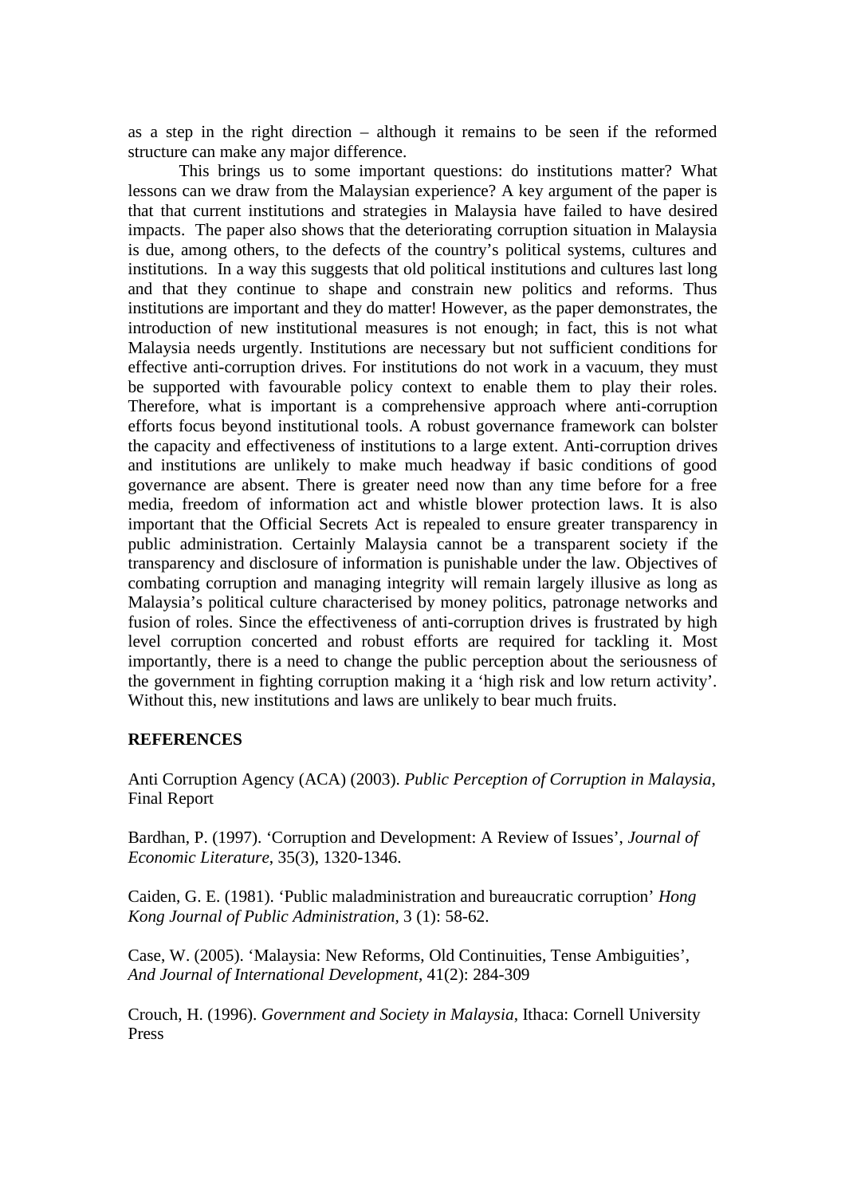as a step in the right direction – although it remains to be seen if the reformed structure can make any major difference.

This brings us to some important questions: do institutions matter? What lessons can we draw from the Malaysian experience? A key argument of the paper is that that current institutions and strategies in Malaysia have failed to have desired impacts. The paper also shows that the deteriorating corruption situation in Malaysia is due, among others, to the defects of the country's political systems, cultures and institutions. In a way this suggests that old political institutions and cultures last long and that they continue to shape and constrain new politics and reforms. Thus institutions are important and they do matter! However, as the paper demonstrates, the introduction of new institutional measures is not enough; in fact, this is not what Malaysia needs urgently. Institutions are necessary but not sufficient conditions for effective anti-corruption drives. For institutions do not work in a vacuum, they must be supported with favourable policy context to enable them to play their roles. Therefore, what is important is a comprehensive approach where anti-corruption efforts focus beyond institutional tools. A robust governance framework can bolster the capacity and effectiveness of institutions to a large extent. Anti-corruption drives and institutions are unlikely to make much headway if basic conditions of good governance are absent. There is greater need now than any time before for a free media, freedom of information act and whistle blower protection laws. It is also important that the Official Secrets Act is repealed to ensure greater transparency in public administration. Certainly Malaysia cannot be a transparent society if the transparency and disclosure of information is punishable under the law. Objectives of combating corruption and managing integrity will remain largely illusive as long as Malaysia's political culture characterised by money politics, patronage networks and fusion of roles. Since the effectiveness of anti-corruption drives is frustrated by high level corruption concerted and robust efforts are required for tackling it. Most importantly, there is a need to change the public perception about the seriousness of the government in fighting corruption making it a 'high risk and low return activity'. Without this, new institutions and laws are unlikely to bear much fruits.

**REFERENCES**

Anti Corruption Agency (ACA) (2003). *Public Perception of Corruption in Malaysia*, Final Report

Bardhan, P. (1997). 'Corruption and Development: A Review of Issues', *Journal of Economic Literature*, 35(3), 1320-1346.

Caiden, G. E. (1981). 'Public maladministration and bureaucratic corruption' *Hong Kong Journal of Public Administration*, 3 (1): 58-62.

Case, W. (2005). 'Malaysia: New Reforms, Old Continuities, Tense Ambiguities', *And Journal of International Development*, 41(2): 284-309

Crouch, H. (1996). *Government and Society in Malaysia*, Ithaca: Cornell University Press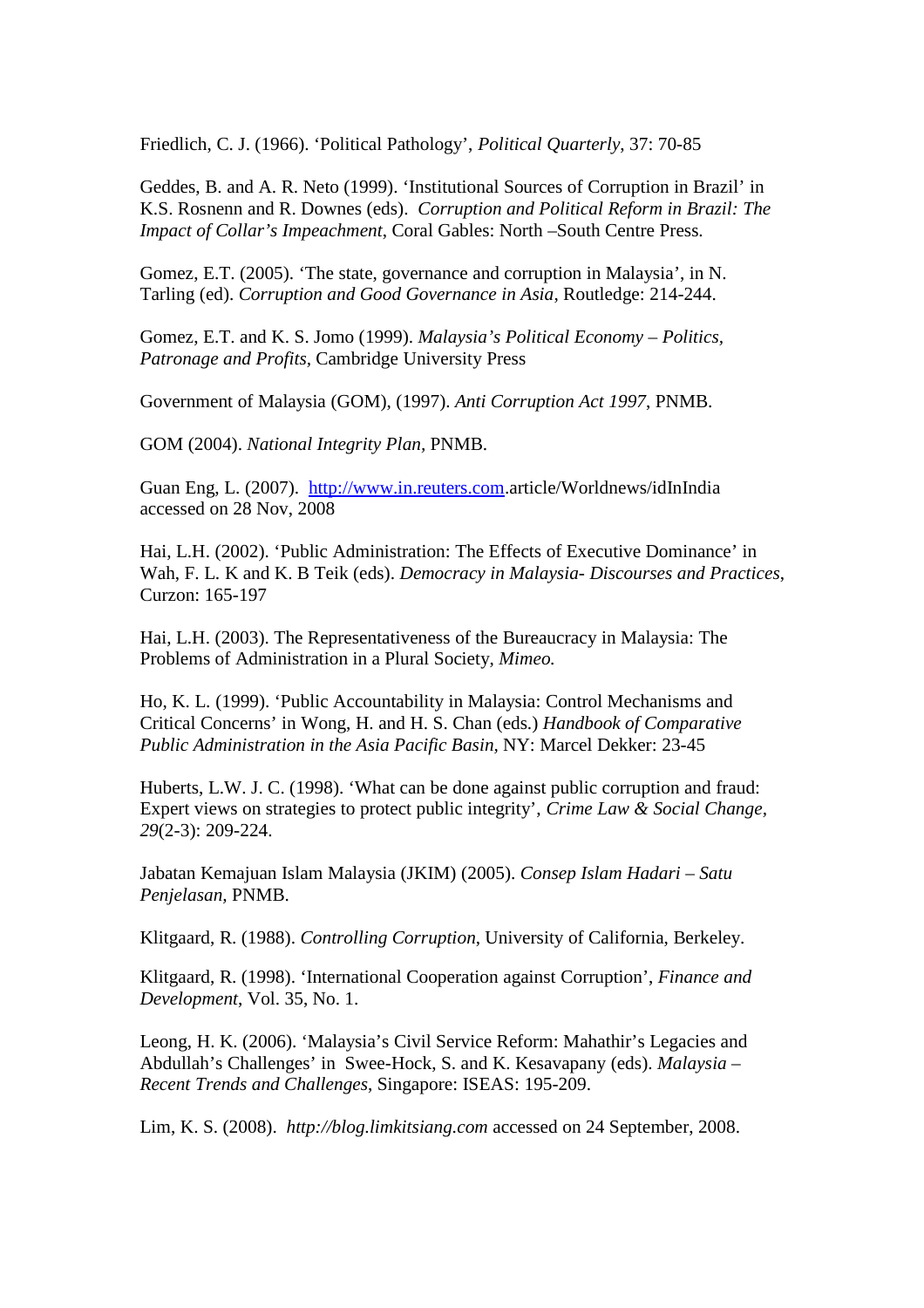Friedlich, C. J. (1966). ‘Political Pathology’, *Political Quarterly*, 37: 70-85

Geddes, B. and A. R. Neto (1999). ‘Institutional Sources of Corruption in Brazil’ in K.S. Rosnenn and R. Downes (eds). *Corruption and Political Reform in Brazil: The Impact of Collar’s Impeachment*, Coral Gables: North –South Centre Press.

Gomez, E.T. (2005). ‘The state, governance and corruption in Malaysia’, in N. Tarling (ed). *Corruption and Good Governance in Asia*, Routledge: 214-244.

Gomez, E.T. and K. S. Jomo (1999). *Malaysia’s Political Economy – Politics, Patronage and Profits*, Cambridge University Press

Government of Malaysia (GOM), (1997). *Anti Corruption Act 1997*, PNMB.

GOM (2004). *National Integrity Plan,* PNMB.

Guan Eng, L. (2007). http://www.in.reuters.com.article/Worldnews/idInIndia accessed on 28 Nov, 2008

Hai, L.H. (2002). ‘Public Administration: The Effects of Executive Dominance’ in Wah, F. L. K and K. B Teik (eds). *Democracy in Malaysia- Discourses and Practices*, Curzon: 165-197

Hai, L.H. (2003). The Representativeness of the Bureaucracy in Malaysia: The Problems of Administration in a Plural Society, *Mimeo.*

Ho, K. L. (1999). ‘Public Accountability in Malaysia: Control Mechanisms and Critical Concerns’ in Wong, H. and H. S. Chan (eds.) *Handbook of Comparative Public Administration in the Asia Pacific Basin*, NY: Marcel Dekker: 23-45

Huberts, L.W. J. C. (1998). ‘What can be done against public corruption and fraud: Expert views on strategies to protect public integrity’, *Crime Law & Social Change, 29*(2-3): 209-224.

Jabatan Kemajuan Islam Malaysia (JKIM) (2005). *Consep Islam Hadari – Satu Penjelasan*, PNMB.

Klitgaard, R. (1988). *Controlling Corruption*, University of California, Berkeley.

Klitgaard, R. (1998). ‘International Cooperation against Corruption’, *Finance and Development*, Vol. 35, No. 1.

Leong, H. K. (2006). ‘Malaysia’s Civil Service Reform: Mahathir’s Legacies and Abdullah’s Challenges’ in Swee-Hock, S. and K. Kesavapany (eds). *Malaysia – Recent Trends and Challenges*, Singapore: ISEAS: 195-209.

Lim, K. S. (2008). *http://blog.limkitsiang.com* accessed on 24 September, 2008.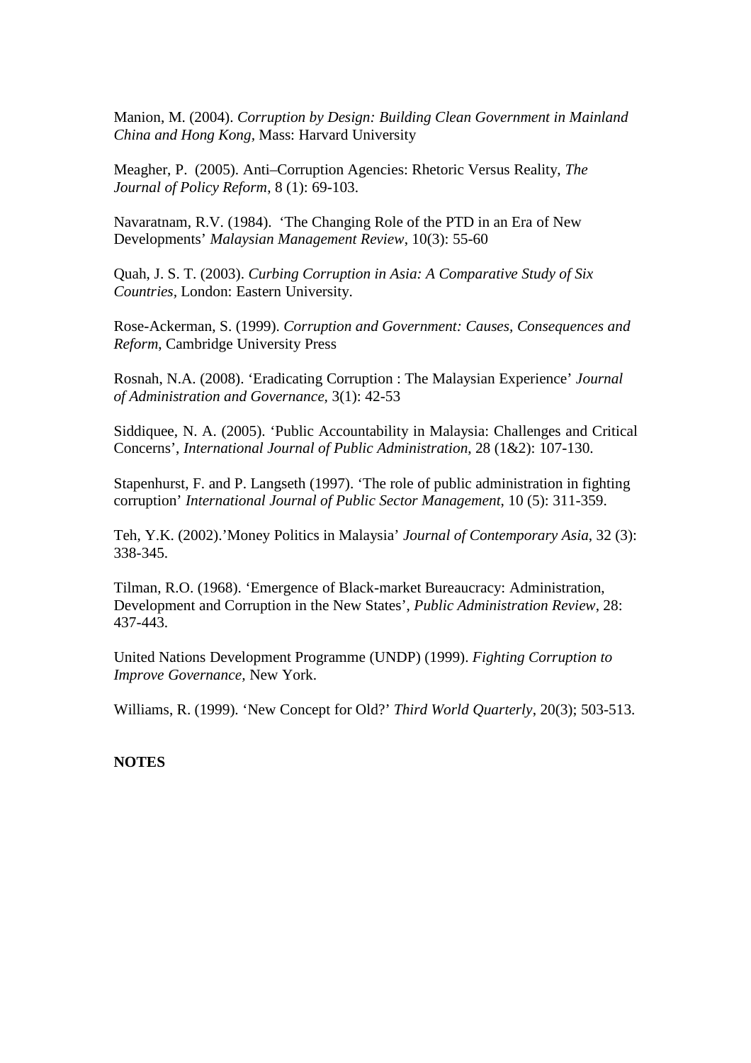Manion, M. (2004). *Corruption by Design: Building Clean Government in Mainland China and Hong Kong*, Mass: Harvard University

Meagher, P. (2005). Anti–Corruption Agencies: Rhetoric Versus Reality, *The Journal of Policy Reform*, 8 (1): 69-103.

Navaratnam, R.V. (1984). 'The Changing Role of the PTD in an Era of New Developments' *Malaysian Management Review*, 10(3): 55-60

Quah, J. S. T. (2003). *Curbing Corruption in Asia: A Comparative Study of Six Countries*, London: Eastern University.

Rose-Ackerman, S. (1999). *Corruption and Government: Causes, Consequences and Reform*, Cambridge University Press

Rosnah, N.A. (2008). 'Eradicating Corruption : The Malaysian Experience' *Journal of Administration and Governance,* 3(1): 42-53

Siddiquee, N. A. (2005). 'Public Accountability in Malaysia: Challenges and Critical Concerns', *International Journal of Public Administration*, 28 (1&2): 107-130.

Stapenhurst, F. and P. Langseth (1997). 'The role of public administration in fighting corruption' *International Journal of Public Sector Management*, 10 (5): 311-359.

Teh, Y.K. (2002).'Money Politics in Malaysia' *Journal of Contemporary Asia*, 32 (3): 338-345.

Tilman, R.O. (1968). 'Emergence of Black-market Bureaucracy: Administration, Development and Corruption in the New States', *Public Administration Review*, 28: 437-443.

United Nations Development Programme (UNDP) (1999). *Fighting Corruption to Improve Governance,* New York.

Williams, R. (1999). 'New Concept for Old?' *Third World Quarterly*, 20(3); 503-513.

**NOTES**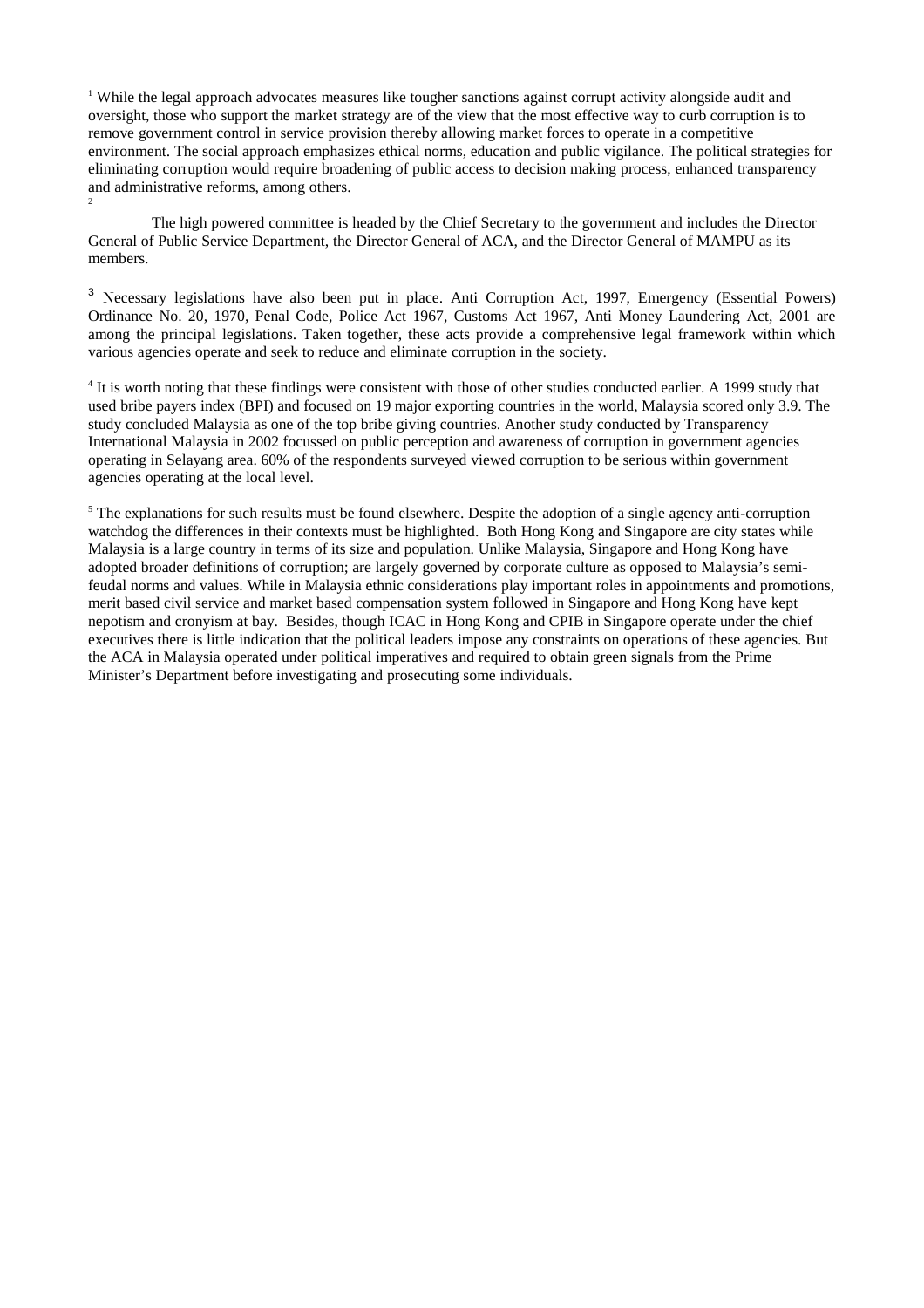[1] While the legal approach advocates measures like tougher sanctions against corrupt activity alongside audit and oversight, those who support the market strategy are of the view that the most effective way to curb corruption is to remove government control in service provision thereby allowing market forces to operate in a competitive environment. The social approach emphasizes ethical norms, education and public vigilance. The political strategies for eliminating corruption would require broadening of public access to decision making process, enhanced transparency and administrative reforms, among others.

[2] The high powered committee is headed by the Chief Secretary to the government and includes the Director General of Public Service Department, the Director General of ACA, and the Director General of MAMPU as its members.

[3] Necessary legislations have also been put in place. Anti Corruption Act, 1997, Emergency (Essential Powers) Ordinance No. 20, 1970, Penal Code, Police Act 1967, Customs Act 1967, Anti Money Laundering Act, 2001 are among the principal legislations. Taken together, these acts provide a comprehensive legal framework within which various agencies operate and seek to reduce and eliminate corruption in the society.

[4] It is worth noting that these findings were consistent with those of other studies conducted earlier. A 1999 study that used bribe payers index (BPI) and focused on 19 major exporting countries in the world, Malaysia scored only 3.9. The study concluded Malaysia as one of the top bribe giving countries. Another study conducted by Transparency International Malaysia in 2002 focussed on public perception and awareness of corruption in government agencies operating in Selayang area. 60% of the respondents surveyed viewed corruption to be serious within government agencies operating at the local level.

[5] The explanations for such results must be found elsewhere. Despite the adoption of a single agency anti-corruption watchdog the differences in their contexts must be highlighted. Both Hong Kong and Singapore are city states while Malaysia is a large country in terms of its size and population. Unlike Malaysia, Singapore and Hong Kong have adopted broader definitions of corruption; are largely governed by corporate culture as opposed to Malaysia's semi-feudal norms and values. While in Malaysia ethnic considerations play important roles in appointments and promotions, merit based civil service and market based compensation system followed in Singapore and Hong Kong have kept nepotism and cronyism at bay. Besides, though ICAC in Hong Kong and CPIB in Singapore operate under the chief executives there is little indication that the political leaders impose any constraints on operations of these agencies. But the ACA in Malaysia operated under political imperatives and required to obtain green signals from the Prime Minister's Department before investigating and prosecuting some individuals.